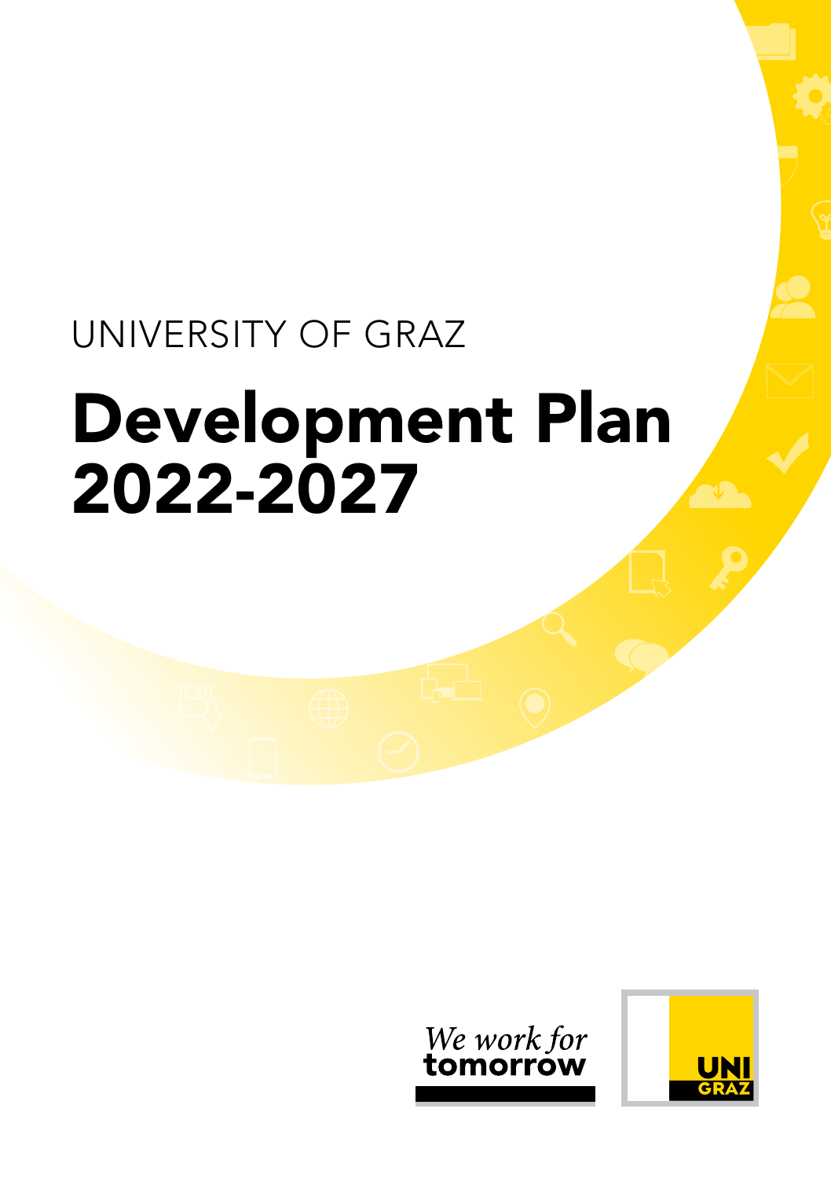UNIVERSITY OF GRAZ

# Development Plan 2022-2027

*We work for* **tomorrow**

UNI GRAZ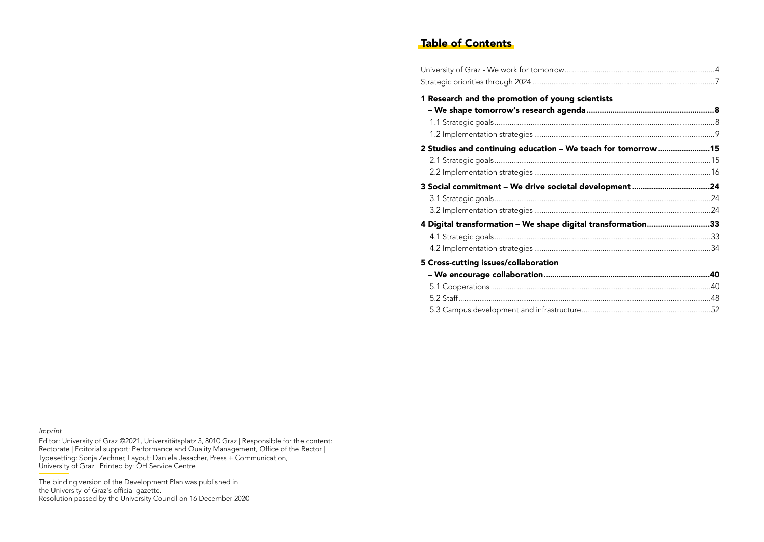## Table of Contents

University of Graz - We work for tomorrow ........ 4
Strategic priorities through 2024 ........ 7

**1 Research and the promotion of young scientists – We shape tomorrow's research agenda ........ 8**
- 1.1 Strategic goals ........ 8
- 1.2 Implementation strategies ........ 9

**2 Studies and continuing education – We teach for tomorrow ........ 15**
- 2.1 Strategic goals ........ 15
- 2.2 Implementation strategies ........ 16

**3 Social commitment – We drive societal development ........ 24**
- 3.1 Strategic goals ........ 24
- 3.2 Implementation strategies ........ 24

**4 Digital transformation – We shape digital transformation ........ 33**
- 4.1 Strategic goals ........ 33
- 4.2 Implementation strategies ........ 34

**5 Cross-cutting issues/collaboration – We encourage collaboration ........ 40**
- 5.1 Cooperations ........ 40
- 5.2 Staff ........ 48
- 5.3 Campus development and infrastructure ........ 52

*Imprint*

Editor: University of Graz ©2021, Universitätsplatz 3, 8010 Graz | Responsible for the content: Rectorate | Editorial support: Performance and Quality Management, Office of the Rector | Typesetting: Sonja Zechner, Layout: Daniela Jesacher, Press + Communication, University of Graz | Printed by: ÖH Service Centre

The binding version of the Development Plan was published in the University of Graz's official gazette.
Resolution passed by the University Council on 16 December 2020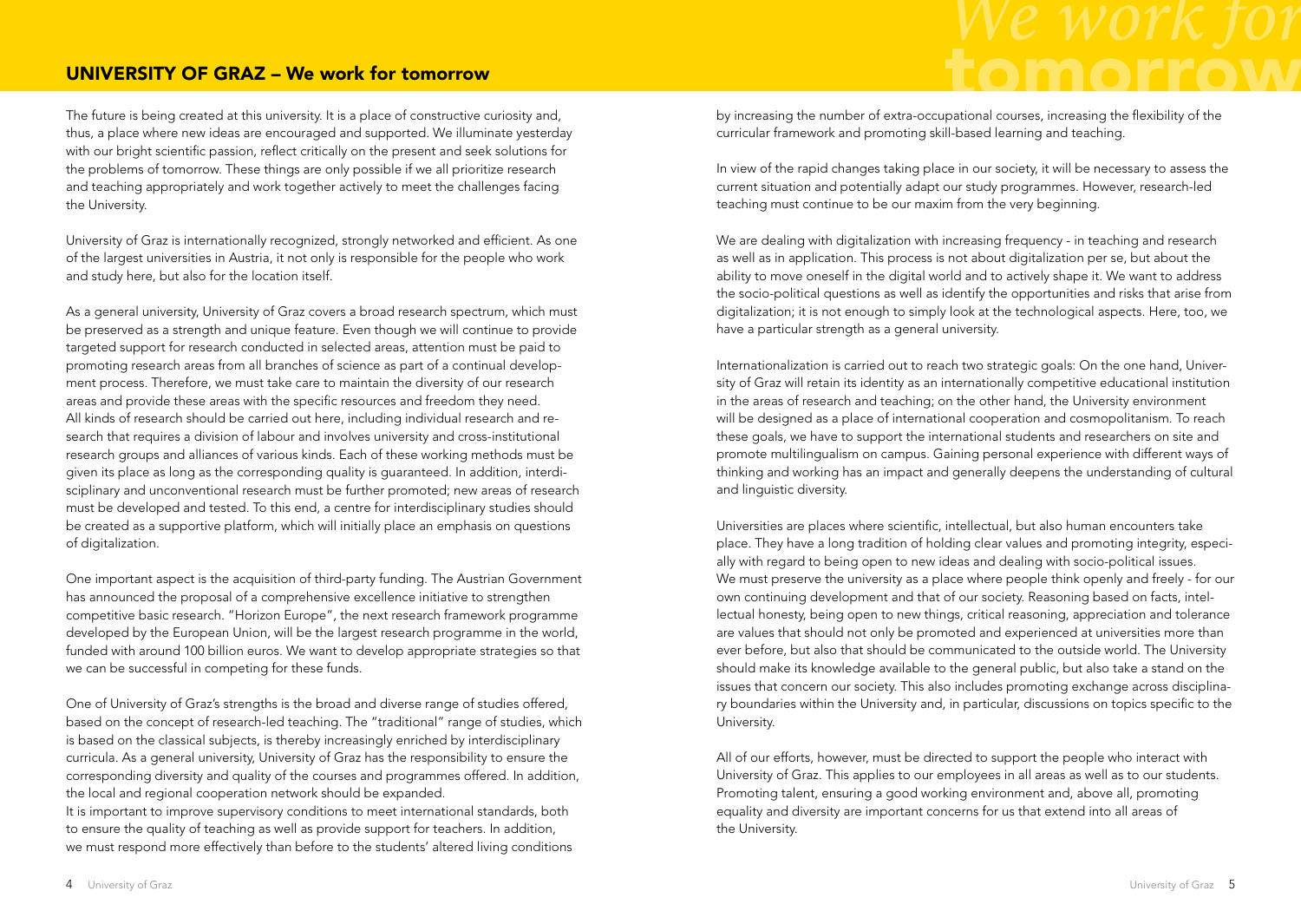## UNIVERSITY OF GRAZ – We work for tomorrow

The future is being created at this university. It is a place of constructive curiosity and, thus, a place where new ideas are encouraged and supported. We illuminate yesterday with our bright scientific passion, reflect critically on the present and seek solutions for the problems of tomorrow. These things are only possible if we all prioritize research and teaching appropriately and work together actively to meet the challenges facing the University.

University of Graz is internationally recognized, strongly networked and efficient. As one of the largest universities in Austria, it not only is responsible for the people who work and study here, but also for the location itself.

As a general university, University of Graz covers a broad research spectrum, which must be preserved as a strength and unique feature. Even though we will continue to provide targeted support for research conducted in selected areas, attention must be paid to promoting research areas from all branches of science as part of a continual development process. Therefore, we must take care to maintain the diversity of our research areas and provide these areas with the specific resources and freedom they need. All kinds of research should be carried out here, including individual research and research that requires a division of labour and involves university and cross-institutional research groups and alliances of various kinds. Each of these working methods must be given its place as long as the corresponding quality is guaranteed. In addition, interdisciplinary and unconventional research must be further promoted; new areas of research must be developed and tested. To this end, a centre for interdisciplinary studies should be created as a supportive platform, which will initially place an emphasis on questions of digitalization.

One important aspect is the acquisition of third-party funding. The Austrian Government has announced the proposal of a comprehensive excellence initiative to strengthen competitive basic research. "Horizon Europe", the next research framework programme developed by the European Union, will be the largest research programme in the world, funded with around 100 billion euros. We want to develop appropriate strategies so that we can be successful in competing for these funds.

One of University of Graz's strengths is the broad and diverse range of studies offered, based on the concept of research-led teaching. The "traditional" range of studies, which is based on the classical subjects, is thereby increasingly enriched by interdisciplinary curricula. As a general university, University of Graz has the responsibility to ensure the corresponding diversity and quality of the courses and programmes offered. In addition, the local and regional cooperation network should be expanded.
It is important to improve supervisory conditions to meet international standards, both to ensure the quality of teaching as well as provide support for teachers. In addition, we must respond more effectively than before to the students' altered living conditions by increasing the number of extra-occupational courses, increasing the flexibility of the curricular framework and promoting skill-based learning and teaching.

In view of the rapid changes taking place in our society, it will be necessary to assess the current situation and potentially adapt our study programmes. However, research-led teaching must continue to be our maxim from the very beginning.

We are dealing with digitalization with increasing frequency - in teaching and research as well as in application. This process is not about digitalization per se, but about the ability to move oneself in the digital world and to actively shape it. We want to address the socio-political questions as well as identify the opportunities and risks that arise from digitalization; it is not enough to simply look at the technological aspects. Here, too, we have a particular strength as a general university.

Internationalization is carried out to reach two strategic goals: On the one hand, University of Graz will retain its identity as an internationally competitive educational institution in the areas of research and teaching; on the other hand, the University environment will be designed as a place of international cooperation and cosmopolitanism. To reach these goals, we have to support the international students and researchers on site and promote multilingualism on campus. Gaining personal experience with different ways of thinking and working has an impact and generally deepens the understanding of cultural and linguistic diversity.

Universities are places where scientific, intellectual, but also human encounters take place. They have a long tradition of holding clear values and promoting integrity, especially with regard to being open to new ideas and dealing with socio-political issues. We must preserve the university as a place where people think openly and freely - for our own continuing development and that of our society. Reasoning based on facts, intellectual honesty, being open to new things, critical reasoning, appreciation and tolerance are values that should not only be promoted and experienced at universities more than ever before, but also that should be communicated to the outside world. The University should make its knowledge available to the general public, but also take a stand on the issues that concern our society. This also includes promoting exchange across disciplinary boundaries within the University and, in particular, discussions on topics specific to the University.

All of our efforts, however, must be directed to support the people who interact with University of Graz. This applies to our employees in all areas as well as to our students. Promoting talent, ensuring a good working environment and, above all, promoting equality and diversity are important concerns for us that extend into all areas of the University.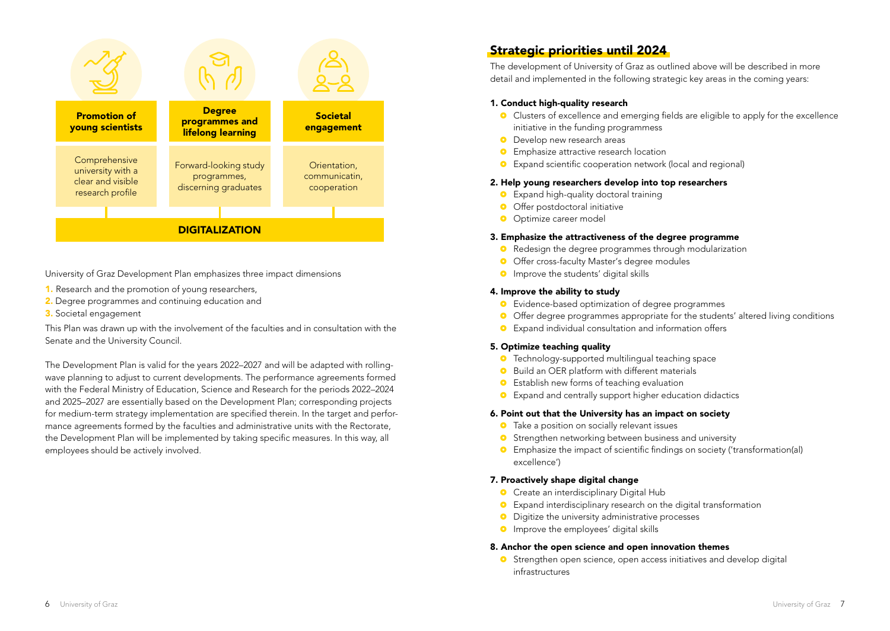| Promotion of young scientists | Degree programmes and lifelong learning | Societal engagement |
| --- | --- | --- |
| Comprehensive university with a clear and visible research profile | Forward-looking study programmes, discerning graduates | Orientation, communicatin, cooperation |

**DIGITALIZATION**

University of Graz Development Plan emphasizes three impact dimensions

1. Research and the promotion of young researchers,
2. Degree programmes and continuing education and
3. Societal engagement

This Plan was drawn up with the involvement of the faculties and in consultation with the Senate and the University Council.

The Development Plan is valid for the years 2022–2027 and will be adapted with rolling-wave planning to adjust to current developments. The performance agreements formed with the Federal Ministry of Education, Science and Research for the periods 2022–2024 and 2025–2027 are essentially based on the Development Plan; corresponding projects for medium-term strategy implementation are specified therein. In the target and performance agreements formed by the faculties and administrative units with the Rectorate, the Development Plan will be implemented by taking specific measures. In this way, all employees should be actively involved.

## Strategic priorities until 2024

The development of University of Graz as outlined above will be described in more detail and implemented in the following strategic key areas in the coming years:

### 1. Conduct high-quality research

- Clusters of excellence and emerging fields are eligible to apply for the excellence initiative in the funding programmess
- Develop new research areas
- Emphasize attractive research location
- Expand scientific cooperation network (local and regional)

### 2. Help young researchers develop into top researchers

- Expand high-quality doctoral training
- Offer postdoctoral initiative
- Optimize career model

### 3. Emphasize the attractiveness of the degree programme

- Redesign the degree programmes through modularization
- Offer cross-faculty Master's degree modules
- Improve the students' digital skills

### 4. Improve the ability to study

- Evidence-based optimization of degree programmes
- Offer degree programmes appropriate for the students' altered living conditions
- Expand individual consultation and information offers

### 5. Optimize teaching quality

- Technology-supported multilingual teaching space
- Build an OER platform with different materials
- Establish new forms of teaching evaluation
- Expand and centrally support higher education didactics

### 6. Point out that the University has an impact on society

- Take a position on socially relevant issues
- Strengthen networking between business and university
- Emphasize the impact of scientific findings on society ('transformation(al) excellence')

### 7. Proactively shape digital change

- Create an interdisciplinary Digital Hub
- Expand interdisciplinary research on the digital transformation
- Digitize the university administrative processes
- Improve the employees' digital skills

### 8. Anchor the open science and open innovation themes

- Strengthen open science, open access initiatives and develop digital infrastructures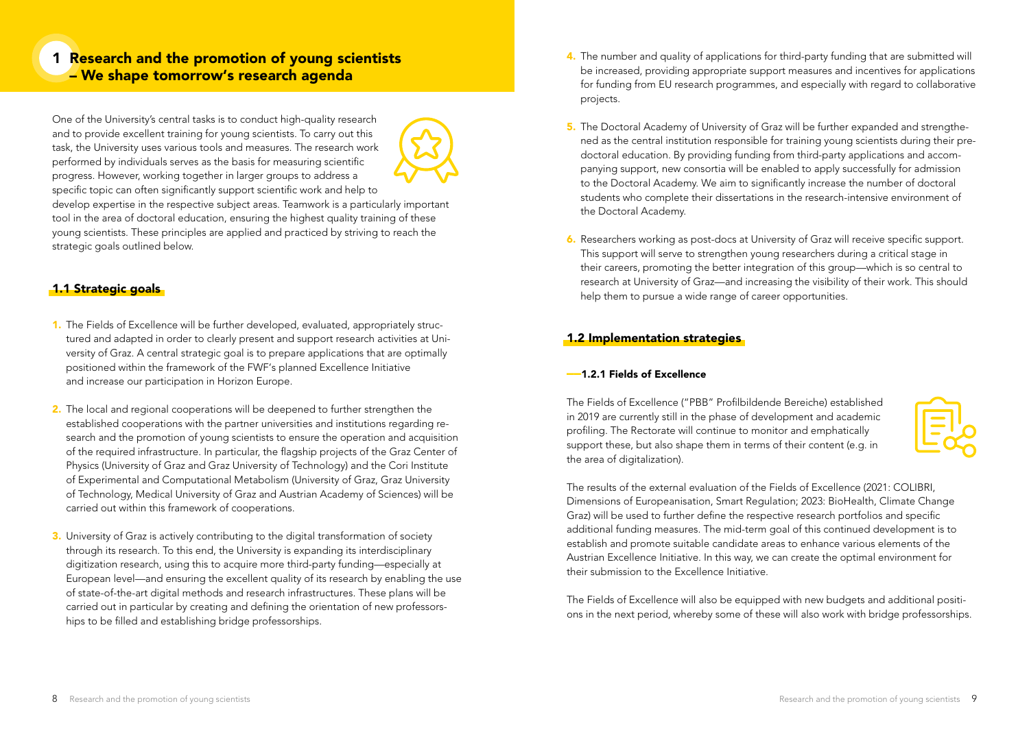# 1 Research and the promotion of young scientists – We shape tomorrow's research agenda

One of the University's central tasks is to conduct high-quality research and to provide excellent training for young scientists. To carry out this task, the University uses various tools and measures. The research work performed by individuals serves as the basis for measuring scientific progress. However, working together in larger groups to address a specific topic can often significantly support scientific work and help to develop expertise in the respective subject areas. Teamwork is a particularly important tool in the area of doctoral education, ensuring the highest quality training of these young scientists. These principles are applied and practiced by striving to reach the strategic goals outlined below.

## 1.1 Strategic goals

1. The Fields of Excellence will be further developed, evaluated, appropriately structured and adapted in order to clearly present and support research activities at University of Graz. A central strategic goal is to prepare applications that are optimally positioned within the framework of the FWF's planned Excellence Initiative and increase our participation in Horizon Europe.
2. The local and regional cooperations will be deepened to further strengthen the established cooperations with the partner universities and institutions regarding research and the promotion of young scientists to ensure the operation and acquisition of the required infrastructure. In particular, the flagship projects of the Graz Center of Physics (University of Graz and Graz University of Technology) and the Cori Institute of Experimental and Computational Metabolism (University of Graz, Graz University of Technology, Medical University of Graz and Austrian Academy of Sciences) will be carried out within this framework of cooperations.
3. University of Graz is actively contributing to the digital transformation of society through its research. To this end, the University is expanding its interdisciplinary digitization research, using this to acquire more third-party funding—especially at European level—and ensuring the excellent quality of its research by enabling the use of state-of-the-art digital methods and research infrastructures. These plans will be carried out in particular by creating and defining the orientation of new professorships to be filled and establishing bridge professorships.
4. The number and quality of applications for third-party funding that are submitted will be increased, providing appropriate support measures and incentives for applications for funding from EU research programmes, and especially with regard to collaborative projects.
5. The Doctoral Academy of University of Graz will be further expanded and strengthened as the central institution responsible for training young scientists during their predoctoral education. By providing funding from third-party applications and accompanying support, new consortia will be enabled to apply successfully for admission to the Doctoral Academy. We aim to significantly increase the number of doctoral students who complete their dissertations in the research-intensive environment of the Doctoral Academy.
6. Researchers working as post-docs at University of Graz will receive specific support. This support will serve to strengthen young researchers during a critical stage in their careers, promoting the better integration of this group—which is so central to research at University of Graz—and increasing the visibility of their work. This should help them to pursue a wide range of career opportunities.

## 1.2 Implementation strategies

### 1.2.1 Fields of Excellence

The Fields of Excellence ("PBB" Profilbildende Bereiche) established in 2019 are currently still in the phase of development and academic profiling. The Rectorate will continue to monitor and emphatically support these, but also shape them in terms of their content (e.g. in the area of digitalization).

The results of the external evaluation of the Fields of Excellence (2021: COLIBRI, Dimensions of Europeanisation, Smart Regulation; 2023: BioHealth, Climate Change Graz) will be used to further define the respective research portfolios and specific additional funding measures. The mid-term goal of this continued development is to establish and promote suitable candidate areas to enhance various elements of the Austrian Excellence Initiative. In this way, we can create the optimal environment for their submission to the Excellence Initiative.

The Fields of Excellence will also be equipped with new budgets and additional positions in the next period, whereby some of these will also work with bridge professorships.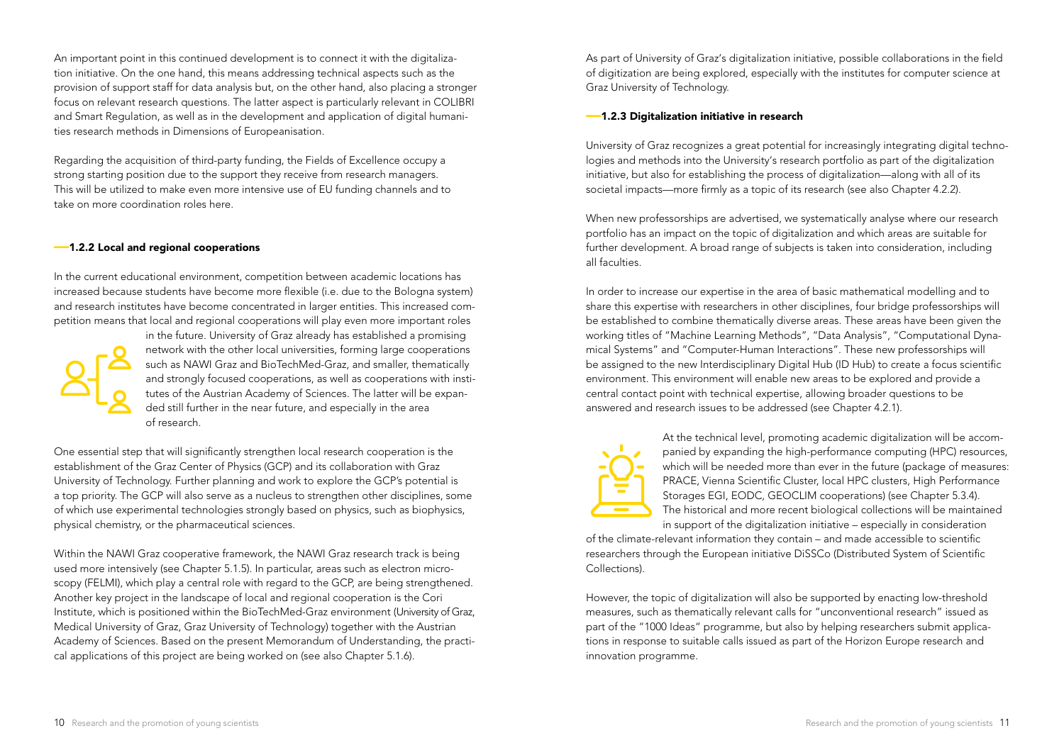An important point in this continued development is to connect it with the digitalization initiative. On the one hand, this means addressing technical aspects such as the provision of support staff for data analysis but, on the other hand, also placing a stronger focus on relevant research questions. The latter aspect is particularly relevant in COLIBRI and Smart Regulation, as well as in the development and application of digital humanities research methods in Dimensions of Europeanisation.

Regarding the acquisition of third-party funding, the Fields of Excellence occupy a strong starting position due to the support they receive from research managers. This will be utilized to make even more intensive use of EU funding channels and to take on more coordination roles here.

### 1.2.2 Local and regional cooperations

In the current educational environment, competition between academic locations has increased because students have become more flexible (i.e. due to the Bologna system) and research institutes have become concentrated in larger entities. This increased competition means that local and regional cooperations will play even more important roles in the future. University of Graz already has established a promising network with the other local universities, forming large cooperations such as NAWI Graz and BioTechMed-Graz, and smaller, thematically and strongly focused cooperations, as well as cooperations with institutes of the Austrian Academy of Sciences. The latter will be expanded still further in the near future, and especially in the area of research.

One essential step that will significantly strengthen local research cooperation is the establishment of the Graz Center of Physics (GCP) and its collaboration with Graz University of Technology. Further planning and work to explore the GCP's potential is a top priority. The GCP will also serve as a nucleus to strengthen other disciplines, some of which use experimental technologies strongly based on physics, such as biophysics, physical chemistry, or the pharmaceutical sciences.

Within the NAWI Graz cooperative framework, the NAWI Graz research track is being used more intensively (see Chapter 5.1.5). In particular, areas such as electron microscopy (FELMI), which play a central role with regard to the GCP, are being strengthened. Another key project in the landscape of local and regional cooperation is the Cori Institute, which is positioned within the BioTechMed-Graz environment (University of Graz, Medical University of Graz, Graz University of Technology) together with the Austrian Academy of Sciences. Based on the present Memorandum of Understanding, the practical applications of this project are being worked on (see also Chapter 5.1.6).

As part of University of Graz's digitalization initiative, possible collaborations in the field of digitization are being explored, especially with the institutes for computer science at Graz University of Technology.

### 1.2.3 Digitalization initiative in research

University of Graz recognizes a great potential for increasingly integrating digital technologies and methods into the University's research portfolio as part of the digitalization initiative, but also for establishing the process of digitalization—along with all of its societal impacts—more firmly as a topic of its research (see also Chapter 4.2.2).

When new professorships are advertised, we systematically analyse where our research portfolio has an impact on the topic of digitalization and which areas are suitable for further development. A broad range of subjects is taken into consideration, including all faculties.

In order to increase our expertise in the area of basic mathematical modelling and to share this expertise with researchers in other disciplines, four bridge professorships will be established to combine thematically diverse areas. These areas have been given the working titles of "Machine Learning Methods", "Data Analysis", "Computational Dynamical Systems" and "Computer-Human Interactions". These new professorships will be assigned to the new Interdisciplinary Digital Hub (ID Hub) to create a focus scientific environment. This environment will enable new areas to be explored and provide a central contact point with technical expertise, allowing broader questions to be answered and research issues to be addressed (see Chapter 4.2.1).

At the technical level, promoting academic digitalization will be accompanied by expanding the high-performance computing (HPC) resources, which will be needed more than ever in the future (package of measures: PRACE, Vienna Scientific Cluster, local HPC clusters, High Performance Storages EGI, EODC, GEOCLIM cooperations) (see Chapter 5.3.4). The historical and more recent biological collections will be maintained in support of the digitalization initiative – especially in consideration of the climate-relevant information they contain – and made accessible to scientific researchers through the European initiative DiSSCo (Distributed System of Scientific Collections).

However, the topic of digitalization will also be supported by enacting low-threshold measures, such as thematically relevant calls for "unconventional research" issued as part of the "1000 Ideas" programme, but also by helping researchers submit applications in response to suitable calls issued as part of the Horizon Europe research and innovation programme.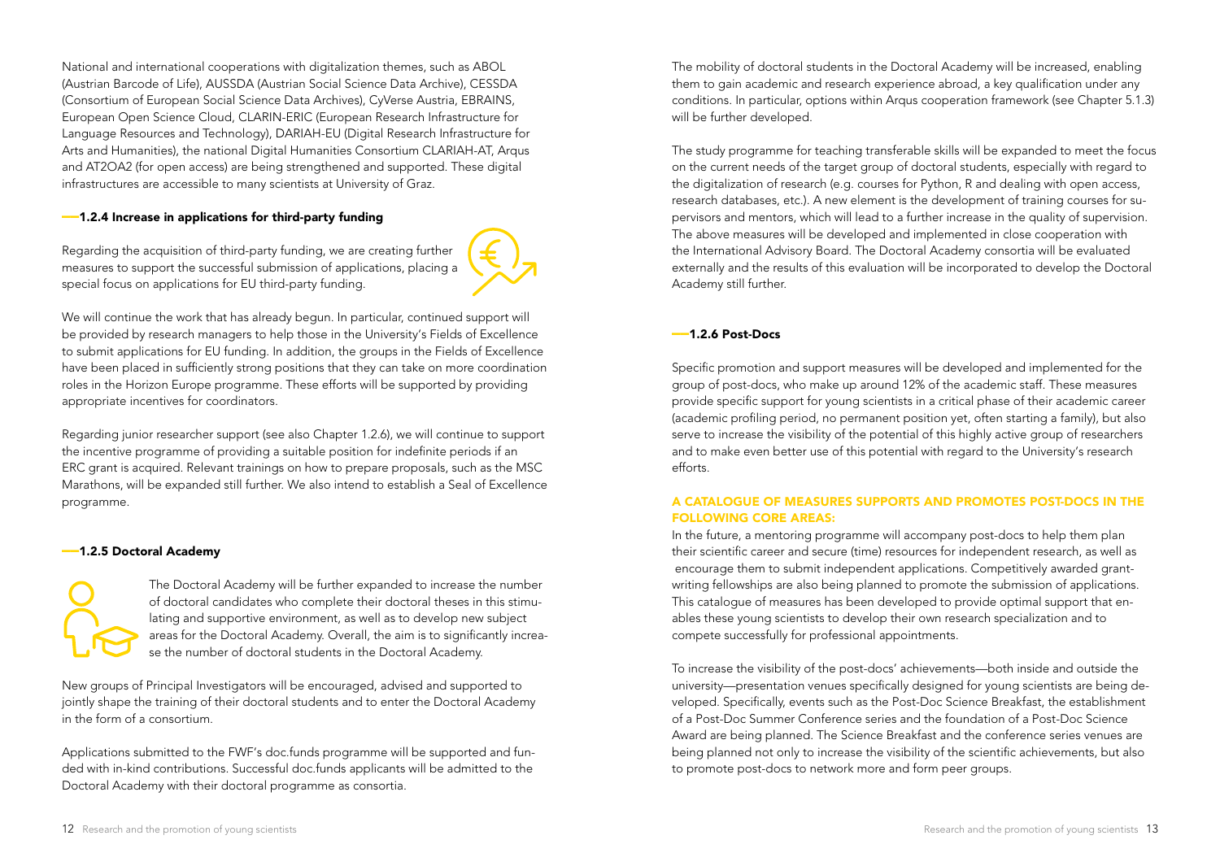National and international cooperations with digitalization themes, such as ABOL (Austrian Barcode of Life), AUSSDA (Austrian Social Science Data Archive), CESSDA (Consortium of European Social Science Data Archives), CyVerse Austria, EBRAINS, European Open Science Cloud, CLARIN-ERIC (European Research Infrastructure for Language Resources and Technology), DARIAH-EU (Digital Research Infrastructure for Arts and Humanities), the national Digital Humanities Consortium CLARIAH-AT, Arqus and AT2OA2 (for open access) are being strengthened and supported. These digital infrastructures are accessible to many scientists at University of Graz.

### 1.2.4 Increase in applications for third-party funding

Regarding the acquisition of third-party funding, we are creating further measures to support the successful submission of applications, placing a special focus on applications for EU third-party funding.

We will continue the work that has already begun. In particular, continued support will be provided by research managers to help those in the University's Fields of Excellence to submit applications for EU funding. In addition, the groups in the Fields of Excellence have been placed in sufficiently strong positions that they can take on more coordination roles in the Horizon Europe programme. These efforts will be supported by providing appropriate incentives for coordinators.

Regarding junior researcher support (see also Chapter 1.2.6), we will continue to support the incentive programme of providing a suitable position for indefinite periods if an ERC grant is acquired. Relevant trainings on how to prepare proposals, such as the MSC Marathons, will be expanded still further. We also intend to establish a Seal of Excellence programme.

### 1.2.5 Doctoral Academy

The Doctoral Academy will be further expanded to increase the number of doctoral candidates who complete their doctoral theses in this stimulating and supportive environment, as well as to develop new subject areas for the Doctoral Academy. Overall, the aim is to significantly increase the number of doctoral students in the Doctoral Academy.

New groups of Principal Investigators will be encouraged, advised and supported to jointly shape the training of their doctoral students and to enter the Doctoral Academy in the form of a consortium.

Applications submitted to the FWF's doc.funds programme will be supported and funded with in-kind contributions. Successful doc.funds applicants will be admitted to the Doctoral Academy with their doctoral programme as consortia.

The mobility of doctoral students in the Doctoral Academy will be increased, enabling them to gain academic and research experience abroad, a key qualification under any conditions. In particular, options within Arqus cooperation framework (see Chapter 5.1.3) will be further developed.

The study programme for teaching transferable skills will be expanded to meet the focus on the current needs of the target group of doctoral students, especially with regard to the digitalization of research (e.g. courses for Python, R and dealing with open access, research databases, etc.). A new element is the development of training courses for supervisors and mentors, which will lead to a further increase in the quality of supervision. The above measures will be developed and implemented in close cooperation with the International Advisory Board. The Doctoral Academy consortia will be evaluated externally and the results of this evaluation will be incorporated to develop the Doctoral Academy still further.

### 1.2.6 Post-Docs

Specific promotion and support measures will be developed and implemented for the group of post-docs, who make up around 12% of the academic staff. These measures provide specific support for young scientists in a critical phase of their academic career (academic profiling period, no permanent position yet, often starting a family), but also serve to increase the visibility of the potential of this highly active group of researchers and to make even better use of this potential with regard to the University's research efforts.

#### A CATALOGUE OF MEASURES SUPPORTS AND PROMOTES POST-DOCS IN THE FOLLOWING CORE AREAS:

In the future, a mentoring programme will accompany post-docs to help them plan their scientific career and secure (time) resources for independent research, as well as encourage them to submit independent applications. Competitively awarded grant-writing fellowships are also being planned to promote the submission of applications. This catalogue of measures has been developed to provide optimal support that enables these young scientists to develop their own research specialization and to compete successfully for professional appointments.

To increase the visibility of the post-docs' achievements—both inside and outside the university—presentation venues specifically designed for young scientists are being developed. Specifically, events such as the Post-Doc Science Breakfast, the establishment of a Post-Doc Summer Conference series and the foundation of a Post-Doc Science Award are being planned. The Science Breakfast and the conference series venues are being planned not only to increase the visibility of the scientific achievements, but also to promote post-docs to network more and form peer groups.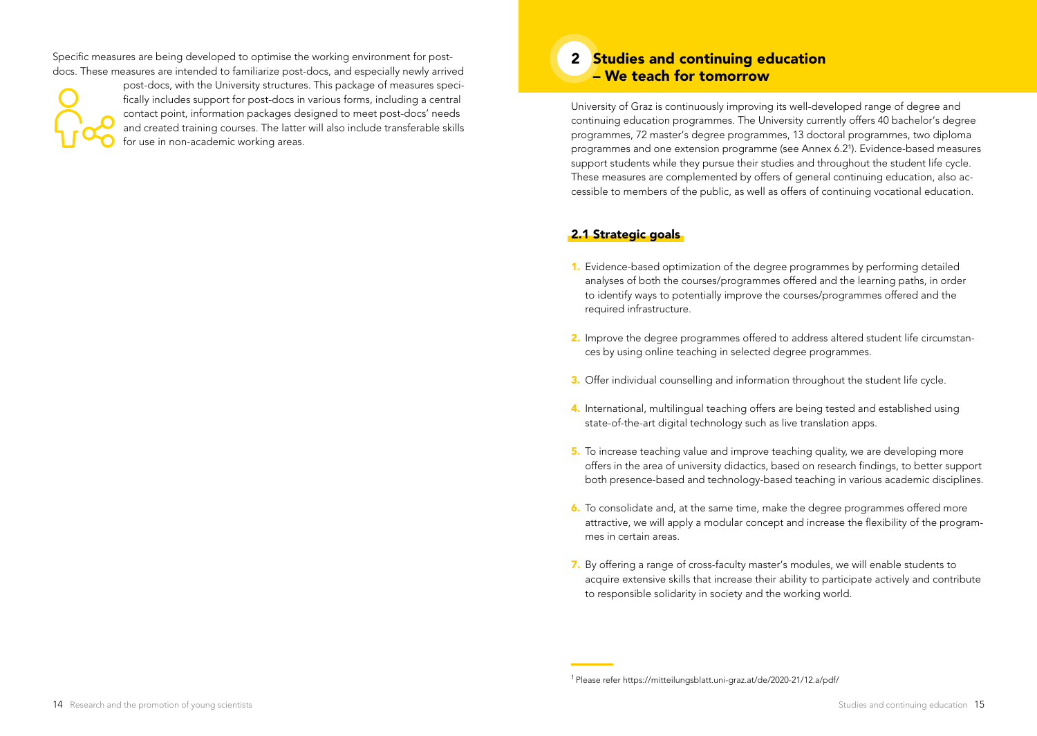Specific measures are being developed to optimise the working environment for post-docs. These measures are intended to familiarize post-docs, and especially newly arrived post-docs, with the University structures. This package of measures specifically includes support for post-docs in various forms, including a central contact point, information packages designed to meet post-docs' needs and created training courses. The latter will also include transferable skills for use in non-academic working areas.

# 2 Studies and continuing education – We teach for tomorrow

University of Graz is continuously improving its well-developed range of degree and continuing education programmes. The University currently offers 40 bachelor's degree programmes, 72 master's degree programmes, 13 doctoral programmes, two diploma programmes and one extension programme (see Annex 6.2[1]). Evidence-based measures support students while they pursue their studies and throughout the student life cycle. These measures are complemented by offers of general continuing education, also accessible to members of the public, as well as offers of continuing vocational education.

## 2.1 Strategic goals

1. Evidence-based optimization of the degree programmes by performing detailed analyses of both the courses/programmes offered and the learning paths, in order to identify ways to potentially improve the courses/programmes offered and the required infrastructure.
2. Improve the degree programmes offered to address altered student life circumstances by using online teaching in selected degree programmes.
3. Offer individual counselling and information throughout the student life cycle.
4. International, multilingual teaching offers are being tested and established using state-of-the-art digital technology such as live translation apps.
5. To increase teaching value and improve teaching quality, we are developing more offers in the area of university didactics, based on research findings, to better support both presence-based and technology-based teaching in various academic disciplines.
6. To consolidate and, at the same time, make the degree programmes offered more attractive, we will apply a modular concept and increase the flexibility of the programmes in certain areas.
7. By offering a range of cross-faculty master's modules, we will enable students to acquire extensive skills that increase their ability to participate actively and contribute to responsible solidarity in society and the working world.

[1] Please refer https://mitteilungsblatt.uni-graz.at/de/2020-21/12.a/pdf/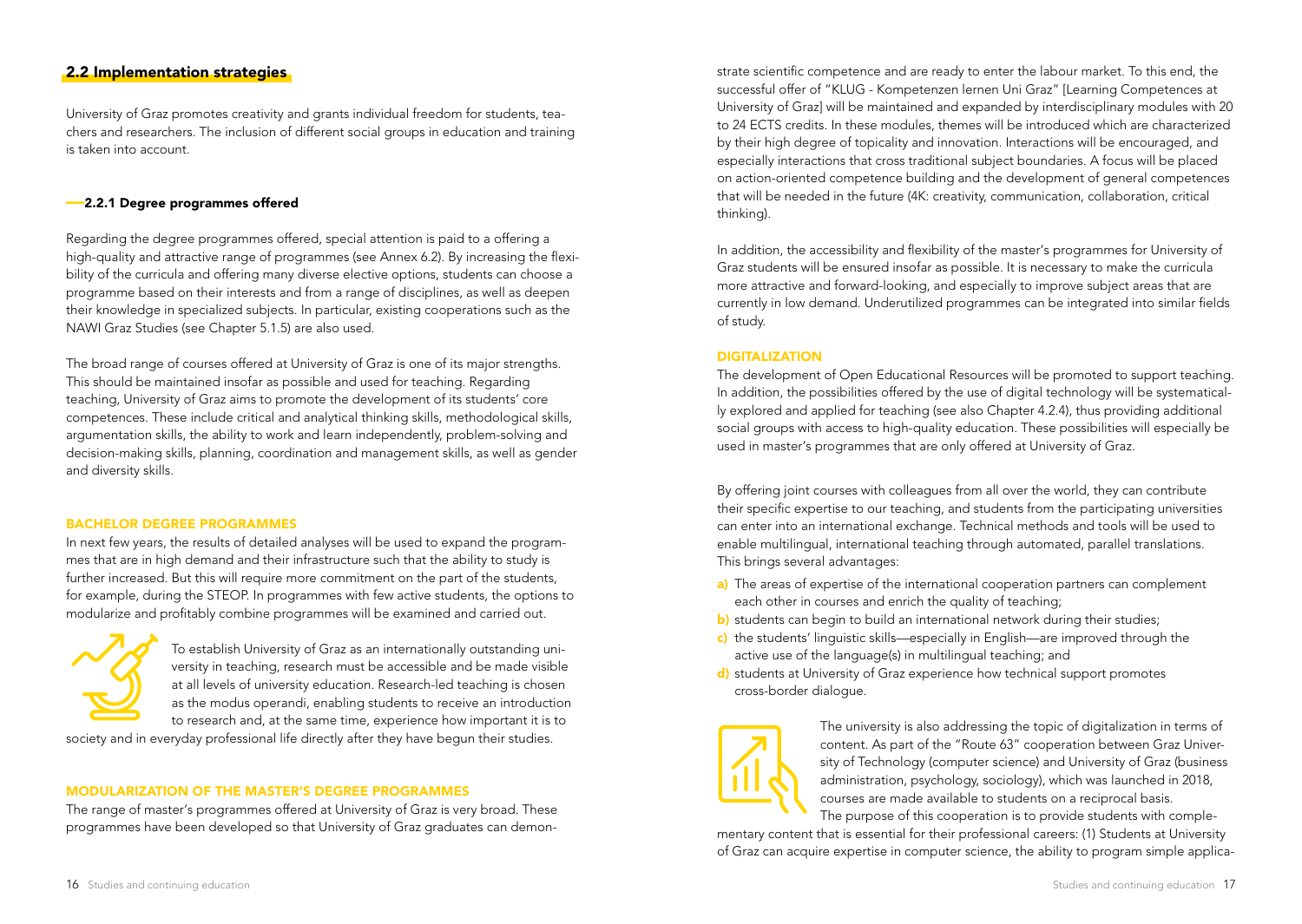## 2.2 Implementation strategies

University of Graz promotes creativity and grants individual freedom for students, teachers and researchers. The inclusion of different social groups in education and training is taken into account.

### 2.2.1 Degree programmes offered

Regarding the degree programmes offered, special attention is paid to a offering a high-quality and attractive range of programmes (see Annex 6.2). By increasing the flexibility of the curricula and offering many diverse elective options, students can choose a programme based on their interests and from a range of disciplines, as well as deepen their knowledge in specialized subjects. In particular, existing cooperations such as the NAWI Graz Studies (see Chapter 5.1.5) are also used.

The broad range of courses offered at University of Graz is one of its major strengths. This should be maintained insofar as possible and used for teaching. Regarding teaching, University of Graz aims to promote the development of its students' core competences. These include critical and analytical thinking skills, methodological skills, argumentation skills, the ability to work and learn independently, problem-solving and decision-making skills, planning, coordination and management skills, as well as gender and diversity skills.

#### BACHELOR DEGREE PROGRAMMES

In next few years, the results of detailed analyses will be used to expand the programmes that are in high demand and their infrastructure such that the ability to study is further increased. But this will require more commitment on the part of the students, for example, during the STEOP. In programmes with few active students, the options to modularize and profitably combine programmes will be examined and carried out.

To establish University of Graz as an internationally outstanding university in teaching, research must be accessible and be made visible at all levels of university education. Research-led teaching is chosen as the modus operandi, enabling students to receive an introduction to research and, at the same time, experience how important it is to society and in everyday professional life directly after they have begun their studies.

#### MODULARIZATION OF THE MASTER'S DEGREE PROGRAMMES

The range of master's programmes offered at University of Graz is very broad. These programmes have been developed so that University of Graz graduates can demonstrate scientific competence and are ready to enter the labour market. To this end, the successful offer of "KLUG - Kompetenzen lernen Uni Graz" [Learning Competences at University of Graz] will be maintained and expanded by interdisciplinary modules with 20 to 24 ECTS credits. In these modules, themes will be introduced which are characterized by their high degree of topicality and innovation. Interactions will be encouraged, and especially interactions that cross traditional subject boundaries. A focus will be placed on action-oriented competence building and the development of general competences that will be needed in the future (4K: creativity, communication, collaboration, critical thinking).

In addition, the accessibility and flexibility of the master's programmes for University of Graz students will be ensured insofar as possible. It is necessary to make the curricula more attractive and forward-looking, and especially to improve subject areas that are currently in low demand. Underutilized programmes can be integrated into similar fields of study.

#### DIGITALIZATION

The development of Open Educational Resources will be promoted to support teaching. In addition, the possibilities offered by the use of digital technology will be systematically explored and applied for teaching (see also Chapter 4.2.4), thus providing additional social groups with access to high-quality education. These possibilities will especially be used in master's programmes that are only offered at University of Graz.

By offering joint courses with colleagues from all over the world, they can contribute their specific expertise to our teaching, and students from the participating universities can enter into an international exchange. Technical methods and tools will be used to enable multilingual, international teaching through automated, parallel translations. This brings several advantages:

- a) The areas of expertise of the international cooperation partners can complement each other in courses and enrich the quality of teaching;
- b) students can begin to build an international network during their studies;
- c) the students' linguistic skills—especially in English—are improved through the active use of the language(s) in multilingual teaching; and
- d) students at University of Graz experience how technical support promotes cross-border dialogue.

The university is also addressing the topic of digitalization in terms of content. As part of the "Route 63" cooperation between Graz University of Technology (computer science) and University of Graz (business administration, psychology, sociology), which was launched in 2018, courses are made available to students on a reciprocal basis. The purpose of this cooperation is to provide students with complementary content that is essential for their professional careers: (1) Students at University of Graz can acquire expertise in computer science, the ability to program simple applica-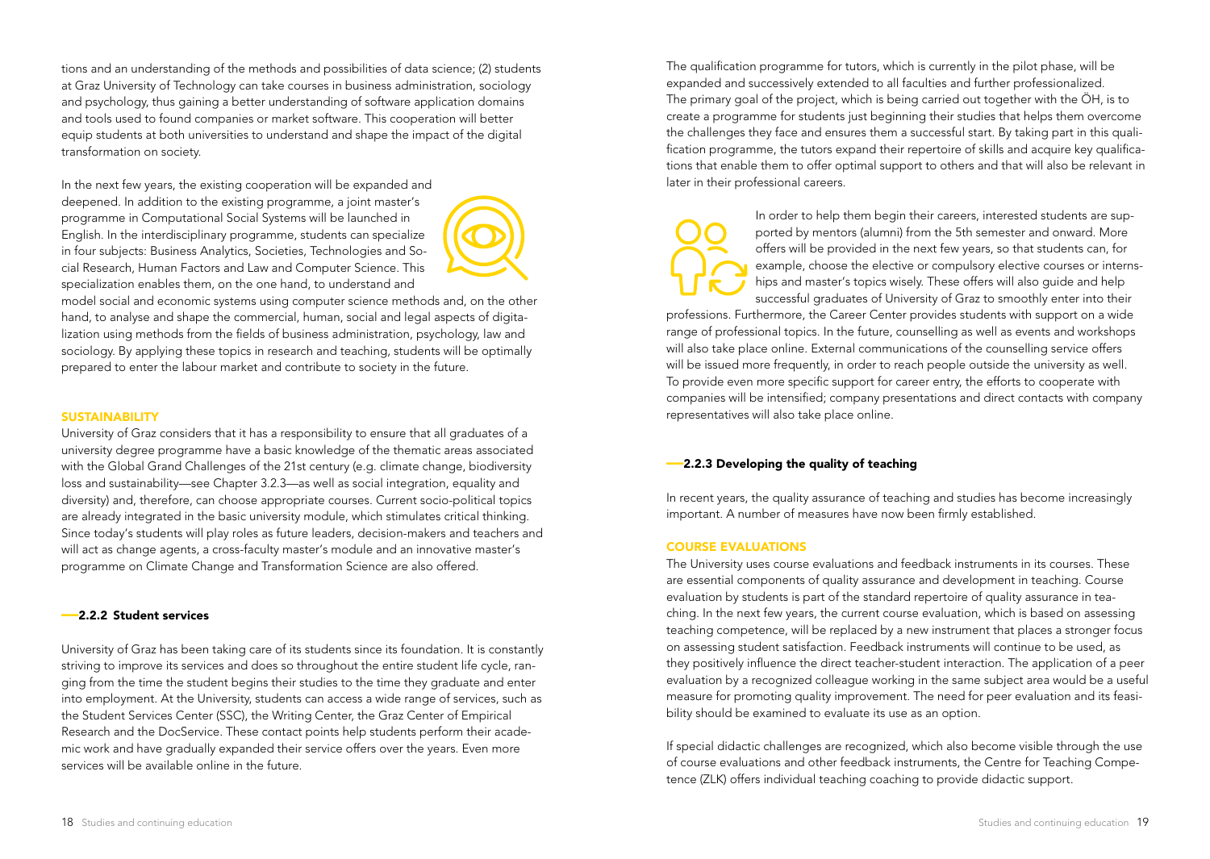tions and an understanding of the methods and possibilities of data science; (2) students at Graz University of Technology can take courses in business administration, sociology and psychology, thus gaining a better understanding of software application domains and tools used to found companies or market software. This cooperation will better equip students at both universities to understand and shape the impact of the digital transformation on society.

In the next few years, the existing cooperation will be expanded and deepened. In addition to the existing programme, a joint master's programme in Computational Social Systems will be launched in English. In the interdisciplinary programme, students can specialize in four subjects: Business Analytics, Societies, Technologies and Social Research, Human Factors and Law and Computer Science. This specialization enables them, on the one hand, to understand and model social and economic systems using computer science methods and, on the other hand, to analyse and shape the commercial, human, social and legal aspects of digitalization using methods from the fields of business administration, psychology, law and sociology. By applying these topics in research and teaching, students will be optimally prepared to enter the labour market and contribute to society in the future.

#### SUSTAINABILITY

University of Graz considers that it has a responsibility to ensure that all graduates of a university degree programme have a basic knowledge of the thematic areas associated with the Global Grand Challenges of the 21st century (e.g. climate change, biodiversity loss and sustainability—see Chapter 3.2.3—as well as social integration, equality and diversity) and, therefore, can choose appropriate courses. Current socio-political topics are already integrated in the basic university module, which stimulates critical thinking. Since today's students will play roles as future leaders, decision-makers and teachers and will act as change agents, a cross-faculty master's module and an innovative master's programme on Climate Change and Transformation Science are also offered.

### 2.2.2 Student services

University of Graz has been taking care of its students since its foundation. It is constantly striving to improve its services and does so throughout the entire student life cycle, ranging from the time the student begins their studies to the time they graduate and enter into employment. At the University, students can access a wide range of services, such as the Student Services Center (SSC), the Writing Center, the Graz Center of Empirical Research and the DocService. These contact points help students perform their academic work and have gradually expanded their service offers over the years. Even more services will be available online in the future.

The qualification programme for tutors, which is currently in the pilot phase, will be expanded and successively extended to all faculties and further professionalized. The primary goal of the project, which is being carried out together with the ÖH, is to create a programme for students just beginning their studies that helps them overcome the challenges they face and ensures them a successful start. By taking part in this qualification programme, the tutors expand their repertoire of skills and acquire key qualifications that enable them to offer optimal support to others and that will also be relevant in later in their professional careers.

In order to help them begin their careers, interested students are supported by mentors (alumni) from the 5th semester and onward. More offers will be provided in the next few years, so that students can, for example, choose the elective or compulsory elective courses or internships and master's topics wisely. These offers will also guide and help successful graduates of University of Graz to smoothly enter into their professions. Furthermore, the Career Center provides students with support on a wide range of professional topics. In the future, counselling as well as events and workshops will also take place online. External communications of the counselling service offers will be issued more frequently, in order to reach people outside the university as well. To provide even more specific support for career entry, the efforts to cooperate with companies will be intensified; company presentations and direct contacts with company representatives will also take place online.

### 2.2.3 Developing the quality of teaching

In recent years, the quality assurance of teaching and studies has become increasingly important. A number of measures have now been firmly established.

#### COURSE EVALUATIONS

The University uses course evaluations and feedback instruments in its courses. These are essential components of quality assurance and development in teaching. Course evaluation by students is part of the standard repertoire of quality assurance in teaching. In the next few years, the current course evaluation, which is based on assessing teaching competence, will be replaced by a new instrument that places a stronger focus on assessing student satisfaction. Feedback instruments will continue to be used, as they positively influence the direct teacher-student interaction. The application of a peer evaluation by a recognized colleague working in the same subject area would be a useful measure for promoting quality improvement. The need for peer evaluation and its feasibility should be examined to evaluate its use as an option.

If special didactic challenges are recognized, which also become visible through the use of course evaluations and other feedback instruments, the Centre for Teaching Competence (ZLK) offers individual teaching coaching to provide didactic support.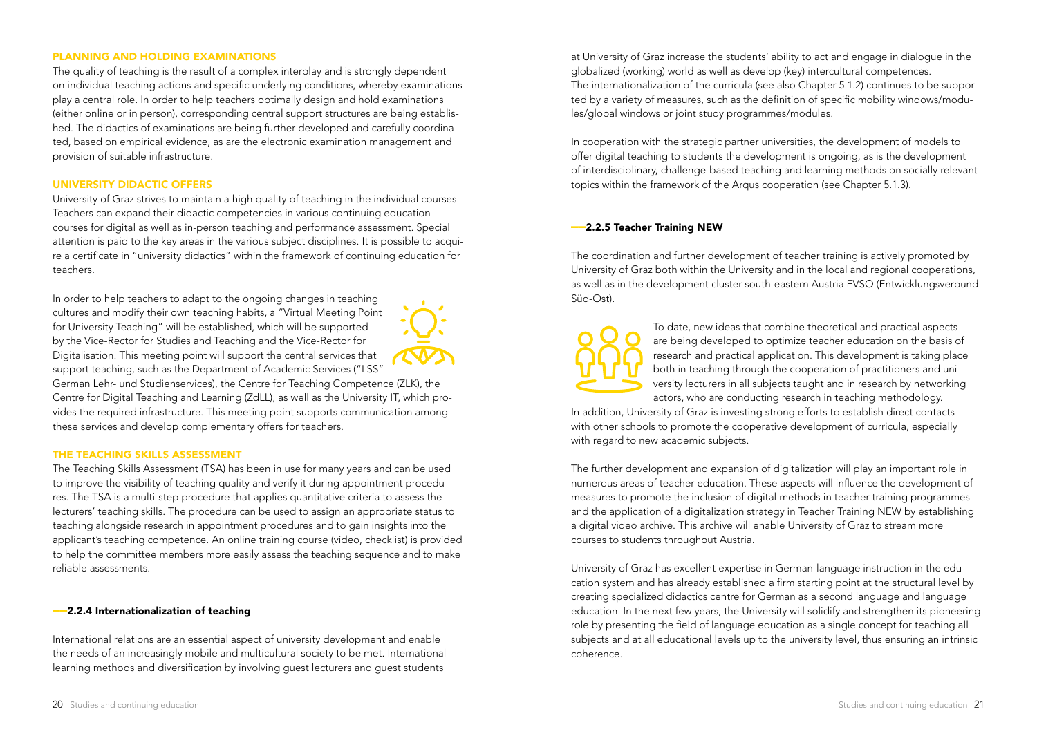### PLANNING AND HOLDING EXAMINATIONS

The quality of teaching is the result of a complex interplay and is strongly dependent on individual teaching actions and specific underlying conditions, whereby examinations play a central role. In order to help teachers optimally design and hold examinations (either online or in person), corresponding central support structures are being established. The didactics of examinations are being further developed and carefully coordinated, based on empirical evidence, as are the electronic examination management and provision of suitable infrastructure.

### UNIVERSITY DIDACTIC OFFERS

University of Graz strives to maintain a high quality of teaching in the individual courses. Teachers can expand their didactic competencies in various continuing education courses for digital as well as in-person teaching and performance assessment. Special attention is paid to the key areas in the various subject disciplines. It is possible to acquire a certificate in "university didactics" within the framework of continuing education for teachers.

In order to help teachers to adapt to the ongoing changes in teaching cultures and modify their own teaching habits, a "Virtual Meeting Point for University Teaching" will be established, which will be supported by the Vice-Rector for Studies and Teaching and the Vice-Rector for Digitalisation. This meeting point will support the central services that support teaching, such as the Department of Academic Services ("LSS" German Lehr- und Studienservices), the Centre for Teaching Competence (ZLK), the Centre for Digital Teaching and Learning (ZdLL), as well as the University IT, which provides the required infrastructure. This meeting point supports communication among these services and develop complementary offers for teachers.

### THE TEACHING SKILLS ASSESSMENT

The Teaching Skills Assessment (TSA) has been in use for many years and can be used to improve the visibility of teaching quality and verify it during appointment procedures. The TSA is a multi-step procedure that applies quantitative criteria to assess the lecturers' teaching skills. The procedure can be used to assign an appropriate status to teaching alongside research in appointment procedures and to gain insights into the applicant's teaching competence. An online training course (video, checklist) is provided to help the committee members more easily assess the teaching sequence and to make reliable assessments.

## 2.2.4 Internationalization of teaching

International relations are an essential aspect of university development and enable the needs of an increasingly mobile and multicultural society to be met. International learning methods and diversification by involving guest lecturers and guest students at University of Graz increase the students' ability to act and engage in dialogue in the globalized (working) world as well as develop (key) intercultural competences. The internationalization of the curricula (see also Chapter 5.1.2) continues to be supported by a variety of measures, such as the definition of specific mobility windows/modules/global windows or joint study programmes/modules.

In cooperation with the strategic partner universities, the development of models to offer digital teaching to students the development is ongoing, as is the development of interdisciplinary, challenge-based teaching and learning methods on socially relevant topics within the framework of the Arqus cooperation (see Chapter 5.1.3).

## 2.2.5 Teacher Training NEW

The coordination and further development of teacher training is actively promoted by University of Graz both within the University and in the local and regional cooperations, as well as in the development cluster south-eastern Austria EVSO (Entwicklungsverbund Süd-Ost).

To date, new ideas that combine theoretical and practical aspects are being developed to optimize teacher education on the basis of research and practical application. This development is taking place both in teaching through the cooperation of practitioners and university lecturers in all subjects taught and in research by networking actors, who are conducting research in teaching methodology. In addition, University of Graz is investing strong efforts to establish direct contacts with other schools to promote the cooperative development of curricula, especially with regard to new academic subjects.

The further development and expansion of digitalization will play an important role in numerous areas of teacher education. These aspects will influence the development of measures to promote the inclusion of digital methods in teacher training programmes and the application of a digitalization strategy in Teacher Training NEW by establishing a digital video archive. This archive will enable University of Graz to stream more courses to students throughout Austria.

University of Graz has excellent expertise in German-language instruction in the education system and has already established a firm starting point at the structural level by creating specialized didactics centre for German as a second language and language education. In the next few years, the University will solidify and strengthen its pioneering role by presenting the field of language education as a single concept for teaching all subjects and at all educational levels up to the university level, thus ensuring an intrinsic coherence.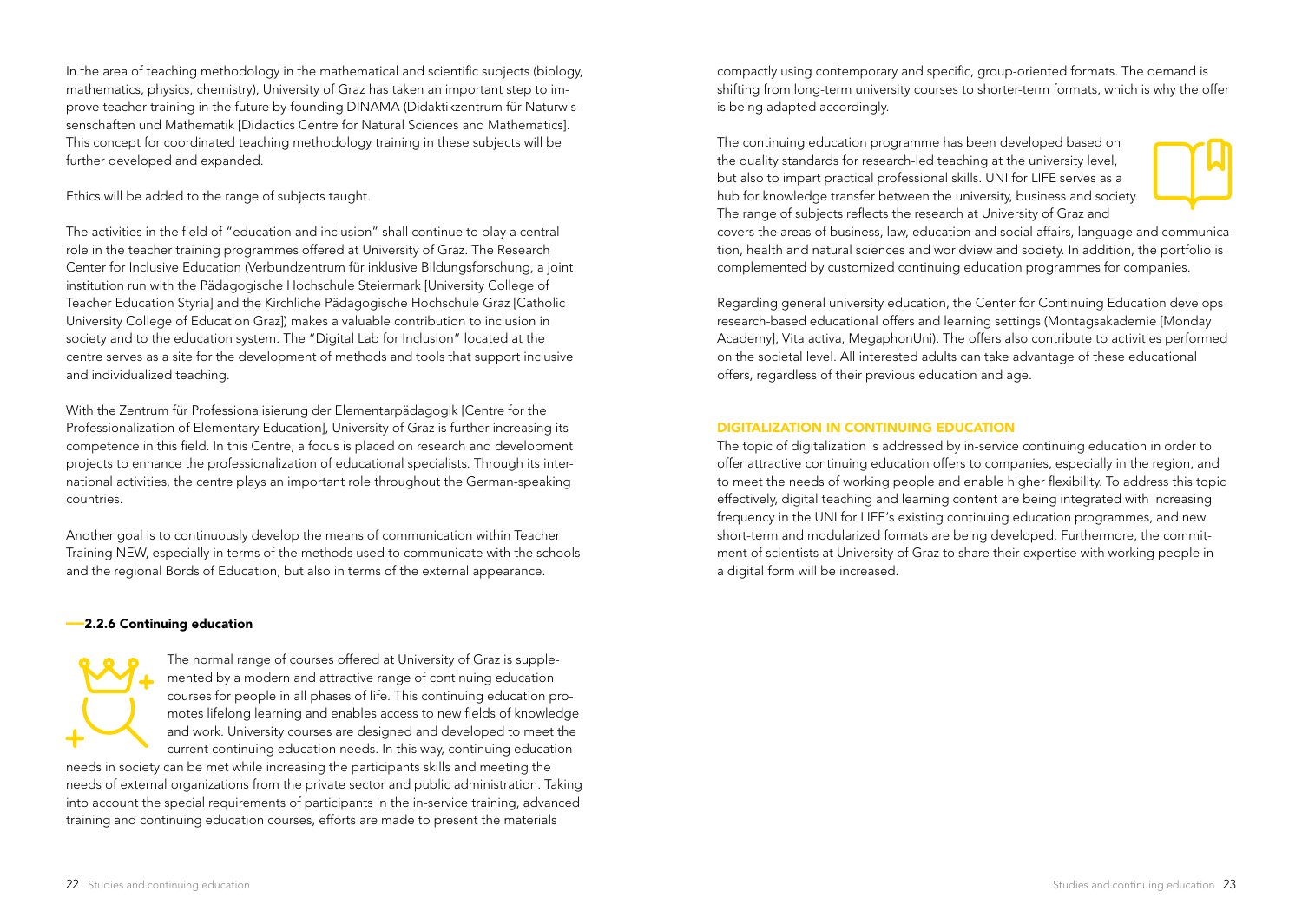In the area of teaching methodology in the mathematical and scientific subjects (biology, mathematics, physics, chemistry), University of Graz has taken an important step to improve teacher training in the future by founding DINAMA (Didaktikzentrum für Naturwissenschaften und Mathematik [Didactics Centre for Natural Sciences and Mathematics]. This concept for coordinated teaching methodology training in these subjects will be further developed and expanded.

Ethics will be added to the range of subjects taught.

The activities in the field of "education and inclusion" shall continue to play a central role in the teacher training programmes offered at University of Graz. The Research Center for Inclusive Education (Verbundzentrum für inklusive Bildungsforschung, a joint institution run with the Pädagogische Hochschule Steiermark [University College of Teacher Education Styria] and the Kirchliche Pädagogische Hochschule Graz [Catholic University College of Education Graz]) makes a valuable contribution to inclusion in society and to the education system. The "Digital Lab for Inclusion" located at the centre serves as a site for the development of methods and tools that support inclusive and individualized teaching.

With the Zentrum für Professionalisierung der Elementarpädagogik [Centre for the Professionalization of Elementary Education], University of Graz is further increasing its competence in this field. In this Centre, a focus is placed on research and development projects to enhance the professionalization of educational specialists. Through its international activities, the centre plays an important role throughout the German-speaking countries.

Another goal is to continuously develop the means of communication within Teacher Training NEW, especially in terms of the methods used to communicate with the schools and the regional Bords of Education, but also in terms of the external appearance.

### 2.2.6 Continuing education

The normal range of courses offered at University of Graz is supplemented by a modern and attractive range of continuing education courses for people in all phases of life. This continuing education promotes lifelong learning and enables access to new fields of knowledge and work. University courses are designed and developed to meet the current continuing education needs. In this way, continuing education needs in society can be met while increasing the participants skills and meeting the needs of external organizations from the private sector and public administration. Taking into account the special requirements of participants in the in-service training, advanced training and continuing education courses, efforts are made to present the materials compactly using contemporary and specific, group-oriented formats. The demand is shifting from long-term university courses to shorter-term formats, which is why the offer is being adapted accordingly.

The continuing education programme has been developed based on the quality standards for research-led teaching at the university level, but also to impart practical professional skills. UNI for LIFE serves as a hub for knowledge transfer between the university, business and society. The range of subjects reflects the research at University of Graz and covers the areas of business, law, education and social affairs, language and communication, health and natural sciences and worldview and society. In addition, the portfolio is complemented by customized continuing education programmes for companies.

Regarding general university education, the Center for Continuing Education develops research-based educational offers and learning settings (Montagsakademie [Monday Academy], Vita activa, MegaphonUni). The offers also contribute to activities performed on the societal level. All interested adults can take advantage of these educational offers, regardless of their previous education and age.

#### DIGITALIZATION IN CONTINUING EDUCATION

The topic of digitalization is addressed by in-service continuing education in order to offer attractive continuing education offers to companies, especially in the region, and to meet the needs of working people and enable higher flexibility. To address this topic effectively, digital teaching and learning content are being integrated with increasing frequency in the UNI for LIFE's existing continuing education programmes, and new short-term and modularized formats are being developed. Furthermore, the commitment of scientists at University of Graz to share their expertise with working people in a digital form will be increased.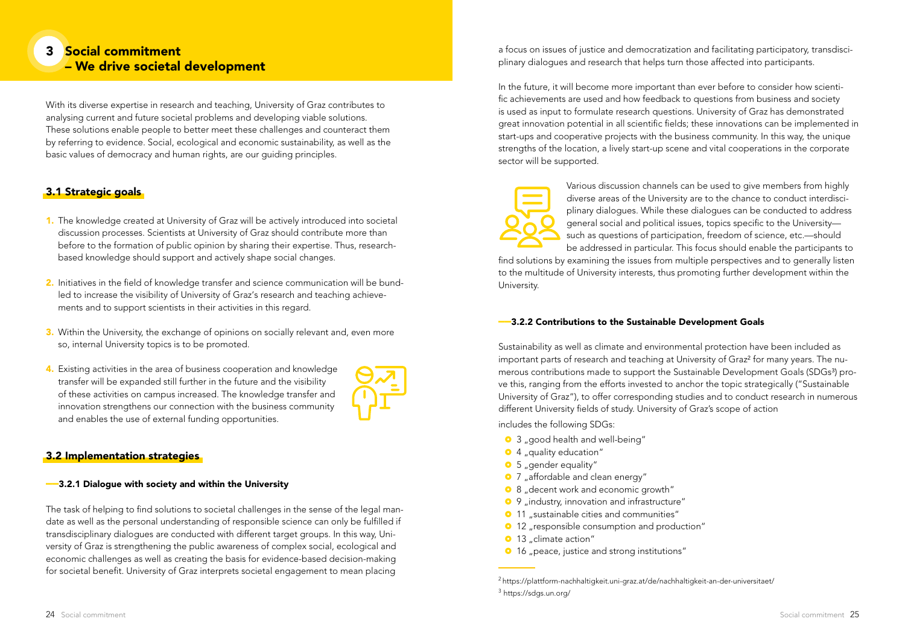# 3 Social commitment – We drive societal development

With its diverse expertise in research and teaching, University of Graz contributes to analysing current and future societal problems and developing viable solutions. These solutions enable people to better meet these challenges and counteract them by referring to evidence. Social, ecological and economic sustainability, as well as the basic values of democracy and human rights, are our guiding principles.

## 3.1 Strategic goals

1. The knowledge created at University of Graz will be actively introduced into societal discussion processes. Scientists at University of Graz should contribute more than before to the formation of public opinion by sharing their expertise. Thus, research-based knowledge should support and actively shape social changes.

2. Initiatives in the field of knowledge transfer and science communication will be bundled to increase the visibility of University of Graz's research and teaching achievements and to support scientists in their activities in this regard.

3. Within the University, the exchange of opinions on socially relevant and, even more so, internal University topics is to be promoted.

4. Existing activities in the area of business cooperation and knowledge transfer will be expanded still further in the future and the visibility of these activities on campus increased. The knowledge transfer and innovation strengthens our connection with the business community and enables the use of external funding opportunities.

## 3.2 Implementation strategies

### 3.2.1 Dialogue with society and within the University

The task of helping to find solutions to societal challenges in the sense of the legal mandate as well as the personal understanding of responsible science can only be fulfilled if transdisciplinary dialogues are conducted with different target groups. In this way, University of Graz is strengthening the public awareness of complex social, ecological and economic challenges as well as creating the basis for evidence-based decision-making for societal benefit. University of Graz interprets societal engagement to mean placing a focus on issues of justice and democratization and facilitating participatory, transdisciplinary dialogues and research that helps turn those affected into participants.

In the future, it will become more important than ever before to consider how scientific achievements are used and how feedback to questions from business and society is used as input to formulate research questions. University of Graz has demonstrated great innovation potential in all scientific fields; these innovations can be implemented in start-ups and cooperative projects with the business community. In this way, the unique strengths of the location, a lively start-up scene and vital cooperations in the corporate sector will be supported.

Various discussion channels can be used to give members from highly diverse areas of the University are to the chance to conduct interdisciplinary dialogues. While these dialogues can be conducted to address general social and political issues, topics specific to the University—such as questions of participation, freedom of science, etc.—should be addressed in particular. This focus should enable the participants to find solutions by examining the issues from multiple perspectives and to generally listen to the multitude of University interests, thus promoting further development within the University.

### 3.2.2 Contributions to the Sustainable Development Goals

Sustainability as well as climate and environmental protection have been included as important parts of research and teaching at University of Graz[2] for many years. The numerous contributions made to support the Sustainable Development Goals (SDGs[3]) prove this, ranging from the efforts invested to anchor the topic strategically ("Sustainable University of Graz"), to offer corresponding studies and to conduct research in numerous different University fields of study. University of Graz's scope of action includes the following SDGs:

- 3 „good health and well-being"
- 4 „quality education"
- 5 „gender equality"
- 7 „affordable and clean energy"
- 8 „decent work and economic growth"
- 9 „industry, innovation and infrastructure"
- 11 „sustainable cities and communities"
- 12 „responsible consumption and production"
- 13 „climate action"
- 16 „peace, justice and strong institutions"

---

[2] https://plattform-nachhaltigkeit.uni-graz.at/de/nachhaltigkeit-an-der-universitaet/

[3] https://sdgs.un.org/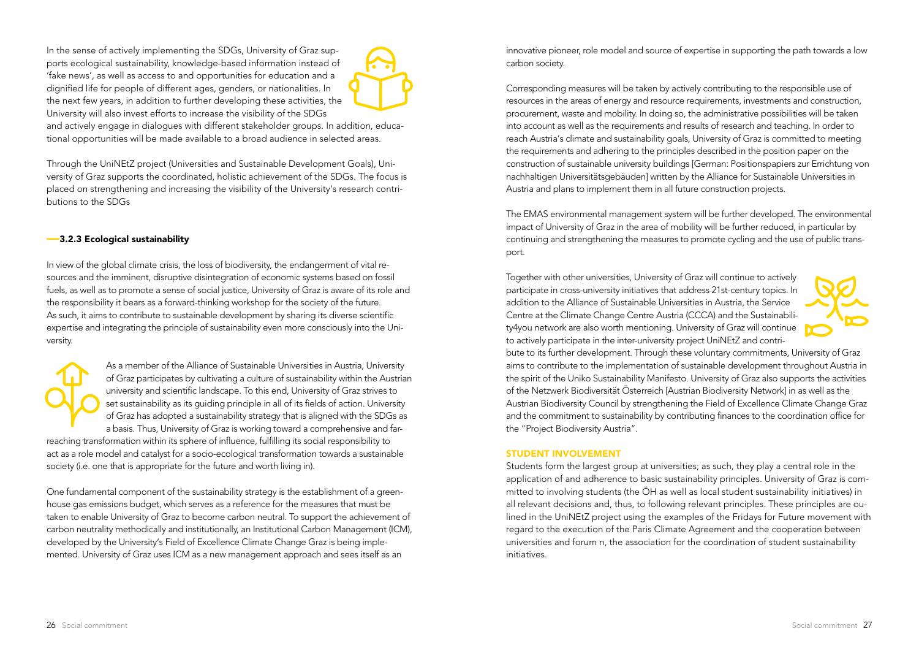In the sense of actively implementing the SDGs, University of Graz supports ecological sustainability, knowledge-based information instead of 'fake news', as well as access to and opportunities for education and a dignified life for people of different ages, genders, or nationalities. In the next few years, in addition to further developing these activities, the University will also invest efforts to increase the visibility of the SDGs and actively engage in dialogues with different stakeholder groups. In addition, educational opportunities will be made available to a broad audience in selected areas.

Through the UniNEtZ project (Universities and Sustainable Development Goals), University of Graz supports the coordinated, holistic achievement of the SDGs. The focus is placed on strengthening and increasing the visibility of the University's research contributions to the SDGs

### 3.2.3 Ecological sustainability

In view of the global climate crisis, the loss of biodiversity, the endangerment of vital resources and the imminent, disruptive disintegration of economic systems based on fossil fuels, as well as to promote a sense of social justice, University of Graz is aware of its role and the responsibility it bears as a forward-thinking workshop for the society of the future. As such, it aims to contribute to sustainable development by sharing its diverse scientific expertise and integrating the principle of sustainability even more consciously into the University.

As a member of the Alliance of Sustainable Universities in Austria, University of Graz participates by cultivating a culture of sustainability within the Austrian university and scientific landscape. To this end, University of Graz strives to set sustainability as its guiding principle in all of its fields of action. University of Graz has adopted a sustainability strategy that is aligned with the SDGs as a basis. Thus, University of Graz is working toward a comprehensive and far-reaching transformation within its sphere of influence, fulfilling its social responsibility to act as a role model and catalyst for a socio-ecological transformation towards a sustainable society (i.e. one that is appropriate for the future and worth living in).

One fundamental component of the sustainability strategy is the establishment of a greenhouse gas emissions budget, which serves as a reference for the measures that must be taken to enable University of Graz to become carbon neutral. To support the achievement of carbon neutrality methodically and institutionally, an Institutional Carbon Management (ICM), developed by the University's Field of Excellence Climate Change Graz is being implemented. University of Graz uses ICM as a new management approach and sees itself as an innovative pioneer, role model and source of expertise in supporting the path towards a low carbon society.

Corresponding measures will be taken by actively contributing to the responsible use of resources in the areas of energy and resource requirements, investments and construction, procurement, waste and mobility. In doing so, the administrative possibilities will be taken into account as well as the requirements and results of research and teaching. In order to reach Austria's climate and sustainability goals, University of Graz is committed to meeting the requirements and adhering to the principles described in the position paper on the construction of sustainable university buildings [German: Positionspapiers zur Errichtung von nachhaltigen Universitätsgebäuden] written by the Alliance for Sustainable Universities in Austria and plans to implement them in all future construction projects.

The EMAS environmental management system will be further developed. The environmental impact of University of Graz in the area of mobility will be further reduced, in particular by continuing and strengthening the measures to promote cycling and the use of public transport.

Together with other universities, University of Graz will continue to actively participate in cross-university initiatives that address 21st-century topics. In addition to the Alliance of Sustainable Universities in Austria, the Service Centre at the Climate Change Centre Austria (CCCA) and the Sustainability4you network are also worth mentioning. University of Graz will continue to actively participate in the inter-university project UniNEtZ and contribute to its further development. Through these voluntary commitments, University of Graz aims to contribute to the implementation of sustainable development throughout Austria in the spirit of the Uniko Sustainability Manifesto. University of Graz also supports the activities of the Netzwerk Biodiversität Österreich [Austrian Biodiversity Network] in as well as the Austrian Biodiversity Council by strengthening the Field of Excellence Climate Change Graz and the commitment to sustainability by contributing finances to the coordination office for the "Project Biodiversity Austria".

#### STUDENT INVOLVEMENT

Students form the largest group at universities; as such, they play a central role in the application of and adherence to basic sustainability principles. University of Graz is committed to involving students (the ÖH as well as local student sustainability initiatives) in all relevant decisions and, thus, to following relevant principles. These principles are outlined in the UniNEtZ project using the examples of the Fridays for Future movement with regard to the execution of the Paris Climate Agreement and the cooperation between universities and forum n, the association for the coordination of student sustainability initiatives.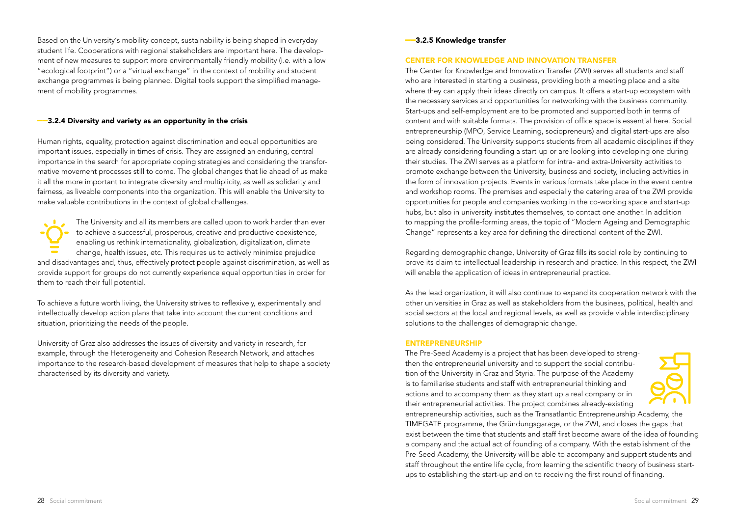Based on the University's mobility concept, sustainability is being shaped in everyday student life. Cooperations with regional stakeholders are important here. The development of new measures to support more environmentally friendly mobility (i.e. with a low "ecological footprint") or a "virtual exchange" in the context of mobility and student exchange programmes is being planned. Digital tools support the simplified management of mobility programmes.

### 3.2.4 Diversity and variety as an opportunity in the crisis

Human rights, equality, protection against discrimination and equal opportunities are important issues, especially in times of crisis. They are assigned an enduring, central importance in the search for appropriate coping strategies and considering the transformative movement processes still to come. The global changes that lie ahead of us make it all the more important to integrate diversity and multiplicity, as well as solidarity and fairness, as liveable components into the organization. This will enable the University to make valuable contributions in the context of global challenges.

The University and all its members are called upon to work harder than ever to achieve a successful, prosperous, creative and productive coexistence, enabling us rethink internationality, globalization, digitalization, climate change, health issues, etc. This requires us to actively minimise prejudice and disadvantages and, thus, effectively protect people against discrimination, as well as provide support for groups do not currently experience equal opportunities in order for them to reach their full potential.

To achieve a future worth living, the University strives to reflexively, experimentally and intellectually develop action plans that take into account the current conditions and situation, prioritizing the needs of the people.

University of Graz also addresses the issues of diversity and variety in research, for example, through the Heterogeneity and Cohesion Research Network, and attaches importance to the research-based development of measures that help to shape a society characterised by its diversity and variety.

### 3.2.5 Knowledge transfer

#### CENTER FOR KNOWLEDGE AND INNOVATION TRANSFER

The Center for Knowledge and Innovation Transfer (ZWI) serves all students and staff who are interested in starting a business, providing both a meeting place and a site where they can apply their ideas directly on campus. It offers a start-up ecosystem with the necessary services and opportunities for networking with the business community. Start-ups and self-employment are to be promoted and supported both in terms of content and with suitable formats. The provision of office space is essential here. Social entrepreneurship (MPO, Service Learning, sociopreneurs) and digital start-ups are also being considered. The University supports students from all academic disciplines if they are already considering founding a start-up or are looking into developing one during their studies. The ZWI serves as a platform for intra- and extra-University activities to promote exchange between the University, business and society, including activities in the form of innovation projects. Events in various formats take place in the event centre and workshop rooms. The premises and especially the catering area of the ZWI provide opportunities for people and companies working in the co-working space and start-up hubs, but also in university institutes themselves, to contact one another. In addition to mapping the profile-forming areas, the topic of "Modern Ageing and Demographic Change" represents a key area for defining the directional content of the ZWI.

Regarding demographic change, University of Graz fills its social role by continuing to prove its claim to intellectual leadership in research and practice. In this respect, the ZWI will enable the application of ideas in entrepreneurial practice.

As the lead organization, it will also continue to expand its cooperation network with the other universities in Graz as well as stakeholders from the business, political, health and social sectors at the local and regional levels, as well as provide viable interdisciplinary solutions to the challenges of demographic change.

#### ENTREPRENEURSHIP

The Pre-Seed Academy is a project that has been developed to strengthen the entrepreneurial university and to support the social contribution of the University in Graz and Styria. The purpose of the Academy is to familiarise students and staff with entrepreneurial thinking and actions and to accompany them as they start up a real company or in their entrepreneurial activities. The project combines already-existing entrepreneurship activities, such as the Transatlantic Entrepreneurship Academy, the TIMEGATE programme, the Gründungsgarage, or the ZWI, and closes the gaps that exist between the time that students and staff first become aware of the idea of founding a company and the actual act of founding of a company. With the establishment of the Pre-Seed Academy, the University will be able to accompany and support students and staff throughout the entire life cycle, from learning the scientific theory of business start-ups to establishing the start-up and on to receiving the first round of financing.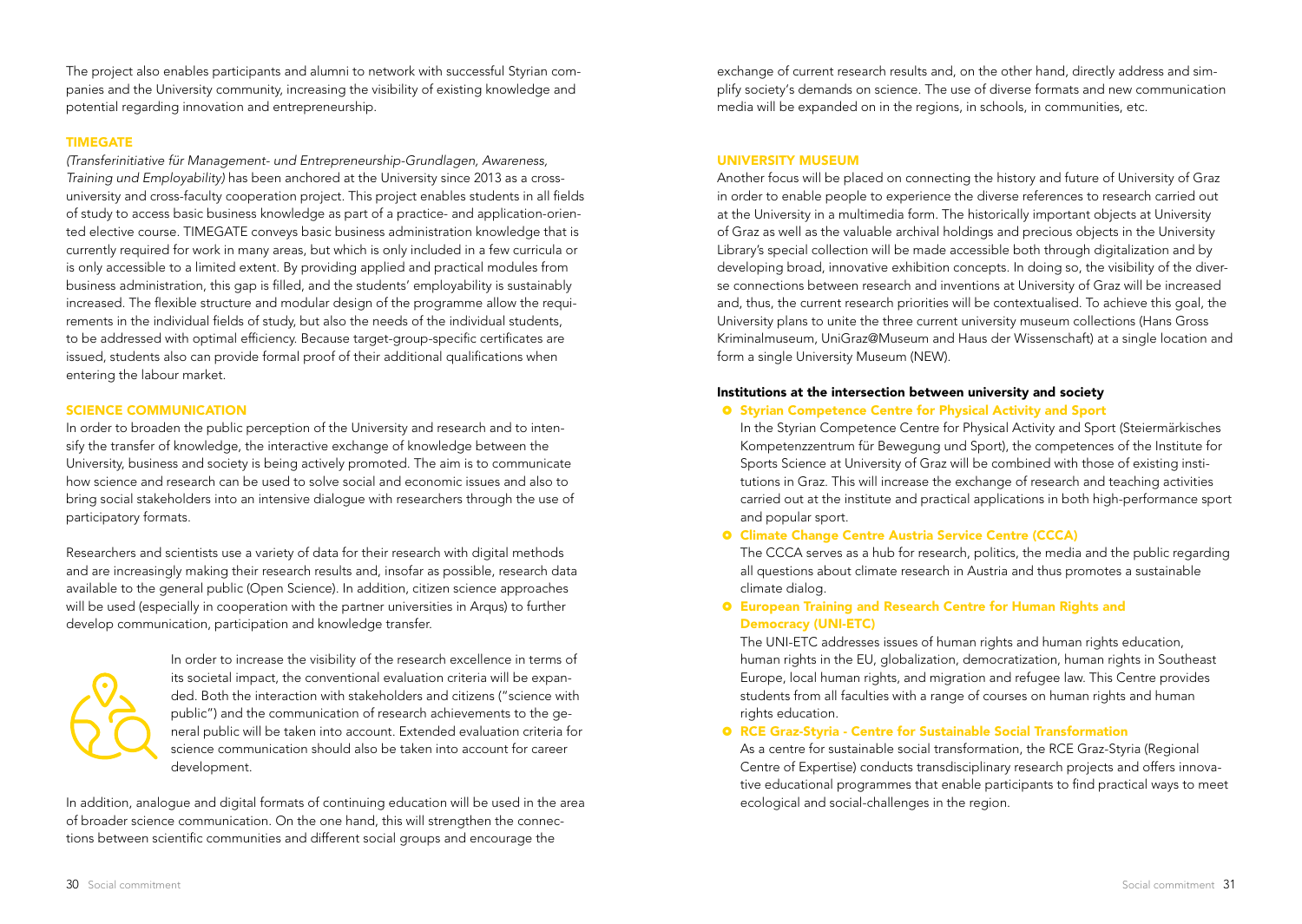The project also enables participants and alumni to network with successful Styrian companies and the University community, increasing the visibility of existing knowledge and potential regarding innovation and entrepreneurship.

### TIMEGATE

*(Transferinitiative für Management- und Entrepreneurship-Grundlagen, Awareness, Training und Employability)* has been anchored at the University since 2013 as a cross-university and cross-faculty cooperation project. This project enables students in all fields of study to access basic business knowledge as part of a practice- and application-oriented elective course. TIMEGATE conveys basic business administration knowledge that is currently required for work in many areas, but which is only included in a few curricula or is only accessible to a limited extent. By providing applied and practical modules from business administration, this gap is filled, and the students' employability is sustainably increased. The flexible structure and modular design of the programme allow the requirements in the individual fields of study, but also the needs of the individual students, to be addressed with optimal efficiency. Because target-group-specific certificates are issued, students also can provide formal proof of their additional qualifications when entering the labour market.

### SCIENCE COMMUNICATION

In order to broaden the public perception of the University and research and to intensify the transfer of knowledge, the interactive exchange of knowledge between the University, business and society is being actively promoted. The aim is to communicate how science and research can be used to solve social and economic issues and also to bring social stakeholders into an intensive dialogue with researchers through the use of participatory formats.

Researchers and scientists use a variety of data for their research with digital methods and are increasingly making their research results and, insofar as possible, research data available to the general public (Open Science). In addition, citizen science approaches will be used (especially in cooperation with the partner universities in Arqus) to further develop communication, participation and knowledge transfer.

In order to increase the visibility of the research excellence in terms of its societal impact, the conventional evaluation criteria will be expanded. Both the interaction with stakeholders and citizens ("science with public") and the communication of research achievements to the general public will be taken into account. Extended evaluation criteria for science communication should also be taken into account for career development.

In addition, analogue and digital formats of continuing education will be used in the area of broader science communication. On the one hand, this will strengthen the connections between scientific communities and different social groups and encourage the exchange of current research results and, on the other hand, directly address and simplify society's demands on science. The use of diverse formats and new communication media will be expanded on in the regions, in schools, in communities, etc.

### UNIVERSITY MUSEUM

Another focus will be placed on connecting the history and future of University of Graz in order to enable people to experience the diverse references to research carried out at the University in a multimedia form. The historically important objects at University of Graz as well as the valuable archival holdings and precious objects in the University Library's special collection will be made accessible both through digitalization and by developing broad, innovative exhibition concepts. In doing so, the visibility of the diverse connections between research and inventions at University of Graz will be increased and, thus, the current research priorities will be contextualised. To achieve this goal, the University plans to unite the three current university museum collections (Hans Gross Kriminalmuseum, UniGraz@Museum and Haus der Wissenschaft) at a single location and form a single University Museum (NEW).

#### Institutions at the intersection between university and society

- **Styrian Competence Centre for Physical Activity and Sport**
  In the Styrian Competence Centre for Physical Activity and Sport (Steiermärkisches Kompetenzzentrum für Bewegung und Sport), the competences of the Institute for Sports Science at University of Graz will be combined with those of existing institutions in Graz. This will increase the exchange of research and teaching activities carried out at the institute and practical applications in both high-performance sport and popular sport.
- **Climate Change Centre Austria Service Centre (CCCA)**
  The CCCA serves as a hub for research, politics, the media and the public regarding all questions about climate research in Austria and thus promotes a sustainable climate dialog.
- **European Training and Research Centre for Human Rights and Democracy (UNI-ETC)**
  The UNI-ETC addresses issues of human rights and human rights education, human rights in the EU, globalization, democratization, human rights in Southeast Europe, local human rights, and migration and refugee law. This Centre provides students from all faculties with a range of courses on human rights and human rights education.
- **RCE Graz-Styria - Centre for Sustainable Social Transformation**
  As a centre for sustainable social transformation, the RCE Graz-Styria (Regional Centre of Expertise) conducts transdisciplinary research projects and offers innovative educational programmes that enable participants to find practical ways to meet ecological and social-challenges in the region.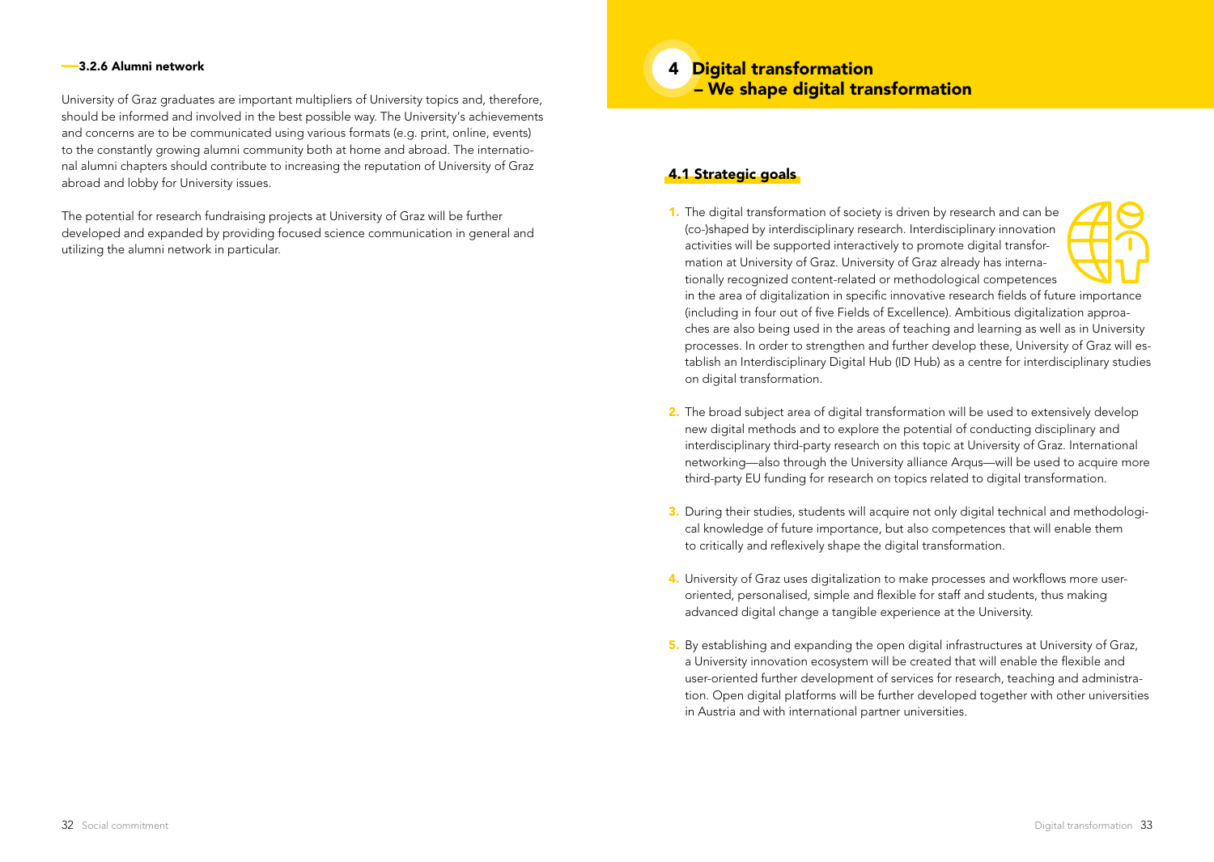### 3.2.6 Alumni network

University of Graz graduates are important multipliers of University topics and, therefore, should be informed and involved in the best possible way. The University's achievements and concerns are to be communicated using various formats (e.g. print, online, events) to the constantly growing alumni community both at home and abroad. The international alumni chapters should contribute to increasing the reputation of University of Graz abroad and lobby for University issues.

The potential for research fundraising projects at University of Graz will be further developed and expanded by providing focused science communication in general and utilizing the alumni network in particular.

# 4 Digital transformation – We shape digital transformation

## 4.1 Strategic goals

1. The digital transformation of society is driven by research and can be (co-)shaped by interdisciplinary research. Interdisciplinary innovation activities will be supported interactively to promote digital transformation at University of Graz. University of Graz already has internationally recognized content-related or methodological competences in the area of digitalization in specific innovative research fields of future importance (including in four out of five Fields of Excellence). Ambitious digitalization approaches are also being used in the areas of teaching and learning as well as in University processes. In order to strengthen and further develop these, University of Graz will establish an Interdisciplinary Digital Hub (ID Hub) as a centre for interdisciplinary studies on digital transformation.

2. The broad subject area of digital transformation will be used to extensively develop new digital methods and to explore the potential of conducting disciplinary and interdisciplinary third-party research on this topic at University of Graz. International networking—also through the University alliance Arqus—will be used to acquire more third-party EU funding for research on topics related to digital transformation.

3. During their studies, students will acquire not only digital technical and methodological knowledge of future importance, but also competences that will enable them to critically and reflexively shape the digital transformation.

4. University of Graz uses digitalization to make processes and workflows more user-oriented, personalised, simple and flexible for staff and students, thus making advanced digital change a tangible experience at the University.

5. By establishing and expanding the open digital infrastructures at University of Graz, a University innovation ecosystem will be created that will enable the flexible and user-oriented further development of services for research, teaching and administration. Open digital platforms will be further developed together with other universities in Austria and with international partner universities.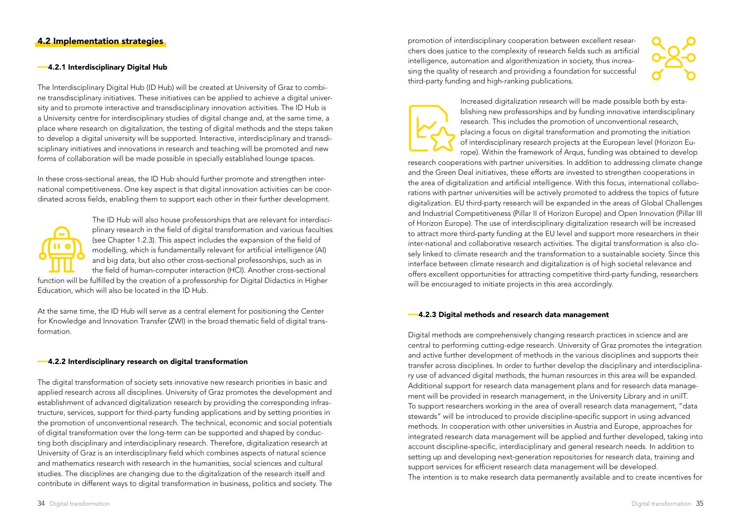## 4.2 Implementation strategies

### 4.2.1 Interdisciplinary Digital Hub

The Interdisciplinary Digital Hub (ID Hub) will be created at University of Graz to combine transdisciplinary initiatives. These initiatives can be applied to achieve a digital university and to promote interactive and transdisciplinary innovation activities. The ID Hub is a University centre for interdisciplinary studies of digital change and, at the same time, a place where research on digitalization, the testing of digital methods and the steps taken to develop a digital university will be supported. Interactive, interdisciplinary and transdisciplinary initiatives and innovations in research and teaching will be promoted and new forms of collaboration will be made possible in specially established lounge spaces.

In these cross-sectional areas, the ID Hub should further promote and strengthen international competitiveness. One key aspect is that digital innovation activities can be coordinated across fields, enabling them to support each other in their further development.

The ID Hub will also house professorships that are relevant for interdisciplinary research in the field of digital transformation and various faculties (see Chapter 1.2.3). This aspect includes the expansion of the field of modelling, which is fundamentally relevant for artificial intelligence (AI) and big data, but also other cross-sectional professorships, such as in the field of human-computer interaction (HCI). Another cross-sectional function will be fulfilled by the creation of a professorship for Digital Didactics in Higher Education, which will also be located in the ID Hub.

At the same time, the ID Hub will serve as a central element for positioning the Center for Knowledge and Innovation Transfer (ZWI) in the broad thematic field of digital transformation.

### 4.2.2 Interdisciplinary research on digital transformation

The digital transformation of society sets innovative new research priorities in basic and applied research across all disciplines. University of Graz promotes the development and establishment of advanced digitalization research by providing the corresponding infrastructure, services, support for third-party funding applications and by setting priorities in the promotion of unconventional research. The technical, economic and social potentials of digital transformation over the long-term can be supported and shaped by conducting both disciplinary and interdisciplinary research. Therefore, digitalization research at University of Graz is an interdisciplinary field which combines aspects of natural science and mathematics research with research in the humanities, social sciences and cultural studies. The disciplines are changing due to the digitalization of the research itself and contribute in different ways to digital transformation in business, politics and society. The promotion of interdisciplinary cooperation between excellent researchers does justice to the complexity of research fields such as artificial intelligence, automation and algorithmization in society, thus increasing the quality of research and providing a foundation for successful third-party funding and high-ranking publications.

Increased digitalization research will be made possible both by establishing new professorships and by funding innovative interdisciplinary research. This includes the promotion of unconventional research, placing a focus on digital transformation and promoting the initiation of interdisciplinary research projects at the European level (Horizon Europe). Within the framework of Arqus, funding was obtained to develop research cooperations with partner universities. In addition to addressing climate change and the Green Deal initiatives, these efforts are invested to strengthen cooperations in the area of digitalization and artificial intelligence. With this focus, international collaborations with partner universities will be actively promoted to address the topics of future digitalization. EU third-party research will be expanded in the areas of Global Challenges and Industrial Competitiveness (Pillar II of Horizon Europe) and Open Innovation (Pillar III of Horizon Europe). The use of interdisciplinary digitalization research will be increased to attract more third-party funding at the EU level and support more researchers in their inter-national and collaborative research activities. The digital transformation is also closely linked to climate research and the transformation to a sustainable society. Since this interface between climate research and digitalization is of high societal relevance and offers excellent opportunities for attracting competitive third-party funding, researchers will be encouraged to initiate projects in this area accordingly.

### 4.2.3 Digital methods and research data management

Digital methods are comprehensively changing research practices in science and are central to performing cutting-edge research. University of Graz promotes the integration and active further development of methods in the various disciplines and supports their transfer across disciplines. In order to further develop the disciplinary and interdisciplinary use of advanced digital methods, the human resources in this area will be expanded. Additional support for research data management plans and for research data management will be provided in research management, in the University Library and in uniIT. To support researchers working in the area of overall research data management, "data stewards" will be introduced to provide discipline-specific support in using advanced methods. In cooperation with other universities in Austria and Europe, approaches for integrated research data management will be applied and further developed, taking into account discipline-specific, interdisciplinary and general research needs. In addition to setting up and developing next-generation repositories for research data, training and support services for efficient research data management will be developed.
The intention is to make research data permanently available and to create incentives for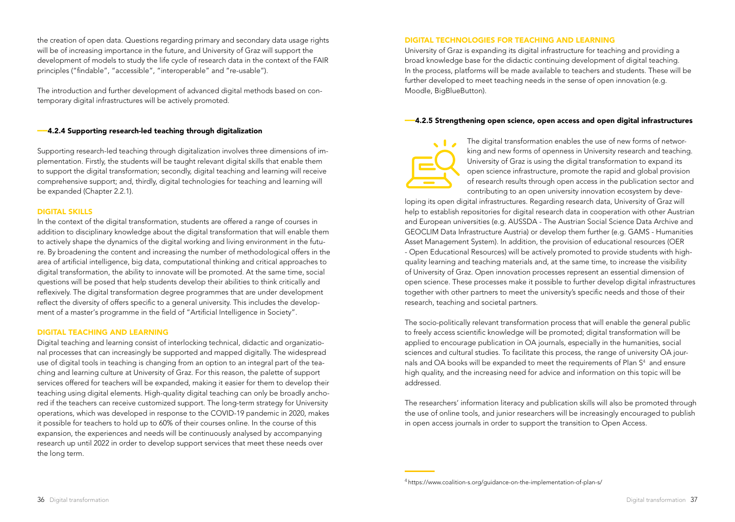the creation of open data. Questions regarding primary and secondary data usage rights will be of increasing importance in the future, and University of Graz will support the development of models to study the life cycle of research data in the context of the FAIR principles ("findable", "accessible", "interoperable" and "re-usable").

The introduction and further development of advanced digital methods based on contemporary digital infrastructures will be actively promoted.

### 4.2.4 Supporting research-led teaching through digitalization

Supporting research-led teaching through digitalization involves three dimensions of implementation. Firstly, the students will be taught relevant digital skills that enable them to support the digital transformation; secondly, digital teaching and learning will receive comprehensive support; and, thirdly, digital technologies for teaching and learning will be expanded (Chapter 2.2.1).

#### DIGITAL SKILLS

In the context of the digital transformation, students are offered a range of courses in addition to disciplinary knowledge about the digital transformation that will enable them to actively shape the dynamics of the digital working and living environment in the future. By broadening the content and increasing the number of methodological offers in the area of artificial intelligence, big data, computational thinking and critical approaches to digital transformation, the ability to innovate will be promoted. At the same time, social questions will be posed that help students develop their abilities to think critically and reflexively. The digital transformation degree programmes that are under development reflect the diversity of offers specific to a general university. This includes the development of a master's programme in the field of "Artificial Intelligence in Society".

#### DIGITAL TEACHING AND LEARNING

Digital teaching and learning consist of interlocking technical, didactic and organizational processes that can increasingly be supported and mapped digitally. The widespread use of digital tools in teaching is changing from an option to an integral part of the teaching and learning culture at University of Graz. For this reason, the palette of support services offered for teachers will be expanded, making it easier for them to develop their teaching using digital elements. High-quality digital teaching can only be broadly anchored if the teachers can receive customized support. The long-term strategy for University operations, which was developed in response to the COVID-19 pandemic in 2020, makes it possible for teachers to hold up to 60% of their courses online. In the course of this expansion, the experiences and needs will be continuously analysed by accompanying research up until 2022 in order to develop support services that meet these needs over the long term.

#### DIGITAL TECHNOLOGIES FOR TEACHING AND LEARNING

University of Graz is expanding its digital infrastructure for teaching and providing a broad knowledge base for the didactic continuing development of digital teaching. In the process, platforms will be made available to teachers and students. These will be further developed to meet teaching needs in the sense of open innovation (e.g. Moodle, BigBlueButton).

### 4.2.5 Strengthening open science, open access and open digital infrastructures

The digital transformation enables the use of new forms of networking and new forms of openness in University research and teaching. University of Graz is using the digital transformation to expand its open science infrastructure, promote the rapid and global provision of research results through open access in the publication sector and contributing to an open university innovation ecosystem by developing its open digital infrastructures. Regarding research data, University of Graz will help to establish repositories for digital research data in cooperation with other Austrian and European universities (e.g. AUSSDA - The Austrian Social Science Data Archive and GEOCLIM Data Infrastructure Austria) or develop them further (e.g. GAMS - Humanities Asset Management System). In addition, the provision of educational resources (OER - Open Educational Resources) will be actively promoted to provide students with high-quality learning and teaching materials and, at the same time, to increase the visibility of University of Graz. Open innovation processes represent an essential dimension of open science. These processes make it possible to further develop digital infrastructures together with other partners to meet the university's specific needs and those of their research, teaching and societal partners.

The socio-politically relevant transformation process that will enable the general public to freely access scientific knowledge will be promoted; digital transformation will be applied to encourage publication in OA journals, especially in the humanities, social sciences and cultural studies. To facilitate this process, the range of university OA journals and OA books will be expanded to meet the requirements of Plan S[4] and ensure high quality, and the increasing need for advice and information on this topic will be addressed.

The researchers' information literacy and publication skills will also be promoted through the use of online tools, and junior researchers will be increasingly encouraged to publish in open access journals in order to support the transition to Open Access.

[4] https://www.coalition-s.org/guidance-on-the-implementation-of-plan-s/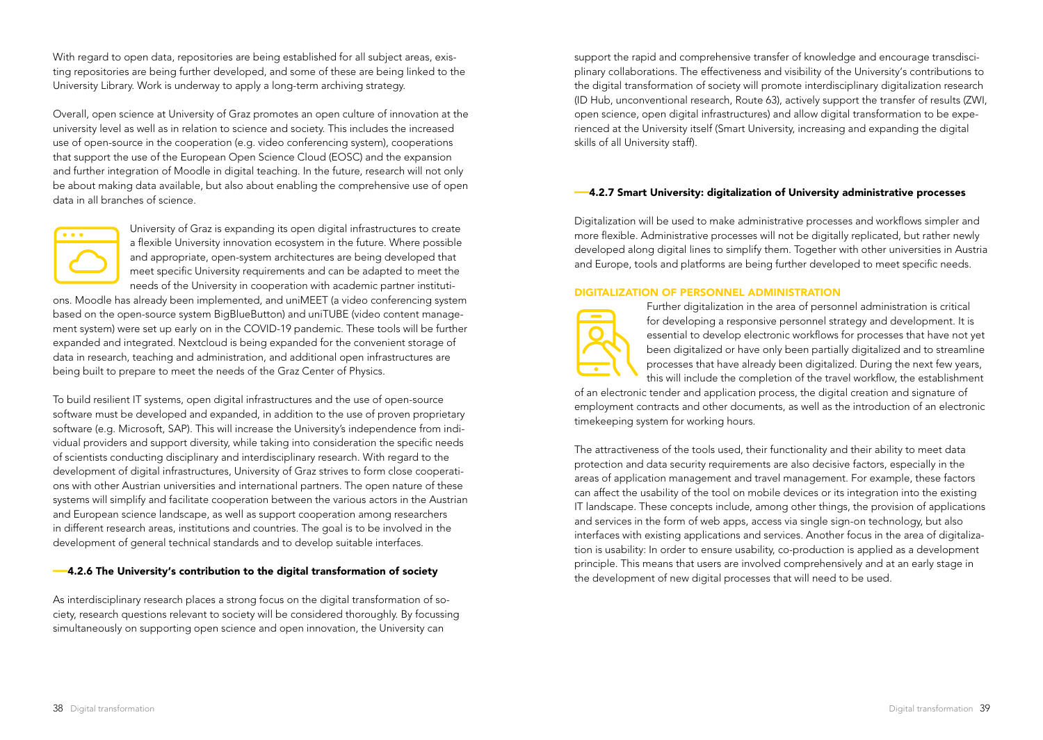With regard to open data, repositories are being established for all subject areas, existing repositories are being further developed, and some of these are being linked to the University Library. Work is underway to apply a long-term archiving strategy.

Overall, open science at University of Graz promotes an open culture of innovation at the university level as well as in relation to science and society. This includes the increased use of open-source in the cooperation (e.g. video conferencing system), cooperations that support the use of the European Open Science Cloud (EOSC) and the expansion and further integration of Moodle in digital teaching. In the future, research will not only be about making data available, but also about enabling the comprehensive use of open data in all branches of science.

University of Graz is expanding its open digital infrastructures to create a flexible University innovation ecosystem in the future. Where possible and appropriate, open-system architectures are being developed that meet specific University requirements and can be adapted to meet the needs of the University in cooperation with academic partner institutions. Moodle has already been implemented, and uniMEET (a video conferencing system based on the open-source system BigBlueButton) and uniTUBE (video content management system) were set up early on in the COVID-19 pandemic. These tools will be further expanded and integrated. Nextcloud is being expanded for the convenient storage of data in research, teaching and administration, and additional open infrastructures are being built to prepare to meet the needs of the Graz Center of Physics.

To build resilient IT systems, open digital infrastructures and the use of open-source software must be developed and expanded, in addition to the use of proven proprietary software (e.g. Microsoft, SAP). This will increase the University's independence from individual providers and support diversity, while taking into consideration the specific needs of scientists conducting disciplinary and interdisciplinary research. With regard to the development of digital infrastructures, University of Graz strives to form close cooperations with other Austrian universities and international partners. The open nature of these systems will simplify and facilitate cooperation between the various actors in the Austrian and European science landscape, as well as support cooperation among researchers in different research areas, institutions and countries. The goal is to be involved in the development of general technical standards and to develop suitable interfaces.

### 4.2.6 The University's contribution to the digital transformation of society

As interdisciplinary research places a strong focus on the digital transformation of society, research questions relevant to society will be considered thoroughly. By focussing simultaneously on supporting open science and open innovation, the University can support the rapid and comprehensive transfer of knowledge and encourage transdisciplinary collaborations. The effectiveness and visibility of the University's contributions to the digital transformation of society will promote interdisciplinary digitalization research (ID Hub, unconventional research, Route 63), actively support the transfer of results (ZWI, open science, open digital infrastructures) and allow digital transformation to be experienced at the University itself (Smart University, increasing and expanding the digital skills of all University staff).

### 4.2.7 Smart University: digitalization of University administrative processes

Digitalization will be used to make administrative processes and workflows simpler and more flexible. Administrative processes will not be digitally replicated, but rather newly developed along digital lines to simplify them. Together with other universities in Austria and Europe, tools and platforms are being further developed to meet specific needs.

#### DIGITALIZATION OF PERSONNEL ADMINISTRATION

Further digitalization in the area of personnel administration is critical for developing a responsive personnel strategy and development. It is essential to develop electronic workflows for processes that have not yet been digitalized or have only been partially digitalized and to streamline processes that have already been digitalized. During the next few years, this will include the completion of the travel workflow, the establishment of an electronic tender and application process, the digital creation and signature of employment contracts and other documents, as well as the introduction of an electronic timekeeping system for working hours.

The attractiveness of the tools used, their functionality and their ability to meet data protection and data security requirements are also decisive factors, especially in the areas of application management and travel management. For example, these factors can affect the usability of the tool on mobile devices or its integration into the existing IT landscape. These concepts include, among other things, the provision of applications and services in the form of web apps, access via single sign-on technology, but also interfaces with existing applications and services. Another focus in the area of digitalization is usability: In order to ensure usability, co-production is applied as a development principle. This means that users are involved comprehensively and at an early stage in the development of new digital processes that will need to be used.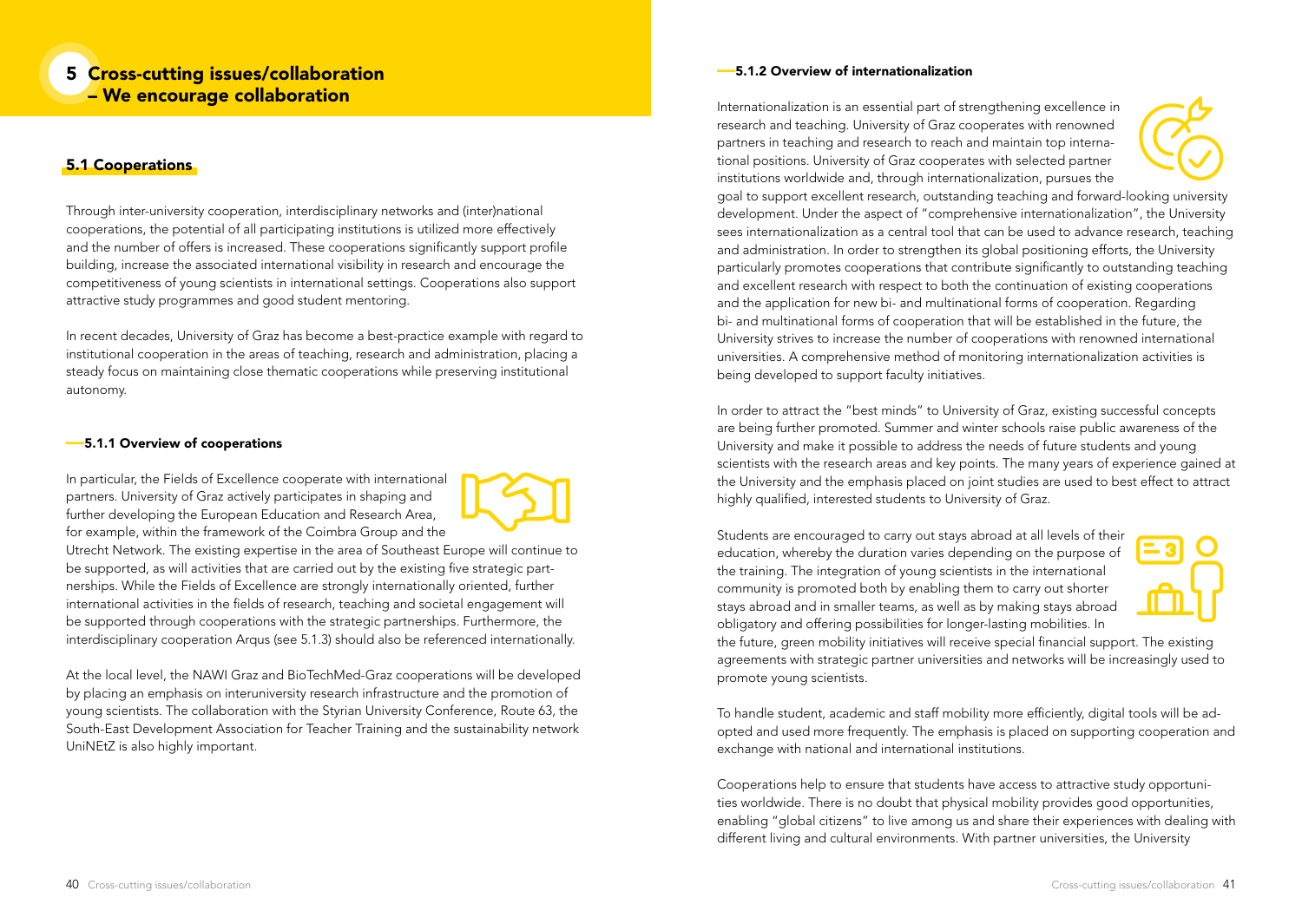# 5 Cross-cutting issues/collaboration – We encourage collaboration

## 5.1 Cooperations

Through inter-university cooperation, interdisciplinary networks and (inter)national cooperations, the potential of all participating institutions is utilized more effectively and the number of offers is increased. These cooperations significantly support profile building, increase the associated international visibility in research and encourage the competitiveness of young scientists in international settings. Cooperations also support attractive study programmes and good student mentoring.

In recent decades, University of Graz has become a best-practice example with regard to institutional cooperation in the areas of teaching, research and administration, placing a steady focus on maintaining close thematic cooperations while preserving institutional autonomy.

### 5.1.1 Overview of cooperations

In particular, the Fields of Excellence cooperate with international partners. University of Graz actively participates in shaping and further developing the European Education and Research Area, for example, within the framework of the Coimbra Group and the Utrecht Network. The existing expertise in the area of Southeast Europe will continue to be supported, as will activities that are carried out by the existing five strategic partnerships. While the Fields of Excellence are strongly internationally oriented, further international activities in the fields of research, teaching and societal engagement will be supported through cooperations with the strategic partnerships. Furthermore, the interdisciplinary cooperation Arqus (see 5.1.3) should also be referenced internationally.

At the local level, the NAWI Graz and BioTechMed-Graz cooperations will be developed by placing an emphasis on interuniversity research infrastructure and the promotion of young scientists. The collaboration with the Styrian University Conference, Route 63, the South-East Development Association for Teacher Training and the sustainability network UniNEtZ is also highly important.

### 5.1.2 Overview of internationalization

Internationalization is an essential part of strengthening excellence in research and teaching. University of Graz cooperates with renowned partners in teaching and research to reach and maintain top international positions. University of Graz cooperates with selected partner institutions worldwide and, through internationalization, pursues the goal to support excellent research, outstanding teaching and forward-looking university development. Under the aspect of "comprehensive internationalization", the University sees internationalization as a central tool that can be used to advance research, teaching and administration. In order to strengthen its global positioning efforts, the University particularly promotes cooperations that contribute significantly to outstanding teaching and excellent research with respect to both the continuation of existing cooperations and the application for new bi- and multinational forms of cooperation. Regarding bi- and multinational forms of cooperation that will be established in the future, the University strives to increase the number of cooperations with renowned international universities. A comprehensive method of monitoring internationalization activities is being developed to support faculty initiatives.

In order to attract the "best minds" to University of Graz, existing successful concepts are being further promoted. Summer and winter schools raise public awareness of the University and make it possible to address the needs of future students and young scientists with the research areas and key points. The many years of experience gained at the University and the emphasis placed on joint studies are used to best effect to attract highly qualified, interested students to University of Graz.

Students are encouraged to carry out stays abroad at all levels of their education, whereby the duration varies depending on the purpose of the training. The integration of young scientists in the international community is promoted both by enabling them to carry out shorter stays abroad and in smaller teams, as well as by making stays abroad obligatory and offering possibilities for longer-lasting mobilities. In the future, green mobility initiatives will receive special financial support. The existing agreements with strategic partner universities and networks will be increasingly used to promote young scientists.

To handle student, academic and staff mobility more efficiently, digital tools will be adopted and used more frequently. The emphasis is placed on supporting cooperation and exchange with national and international institutions.

Cooperations help to ensure that students have access to attractive study opportunities worldwide. There is no doubt that physical mobility provides good opportunities, enabling "global citizens" to live among us and share their experiences with dealing with different living and cultural environments. With partner universities, the University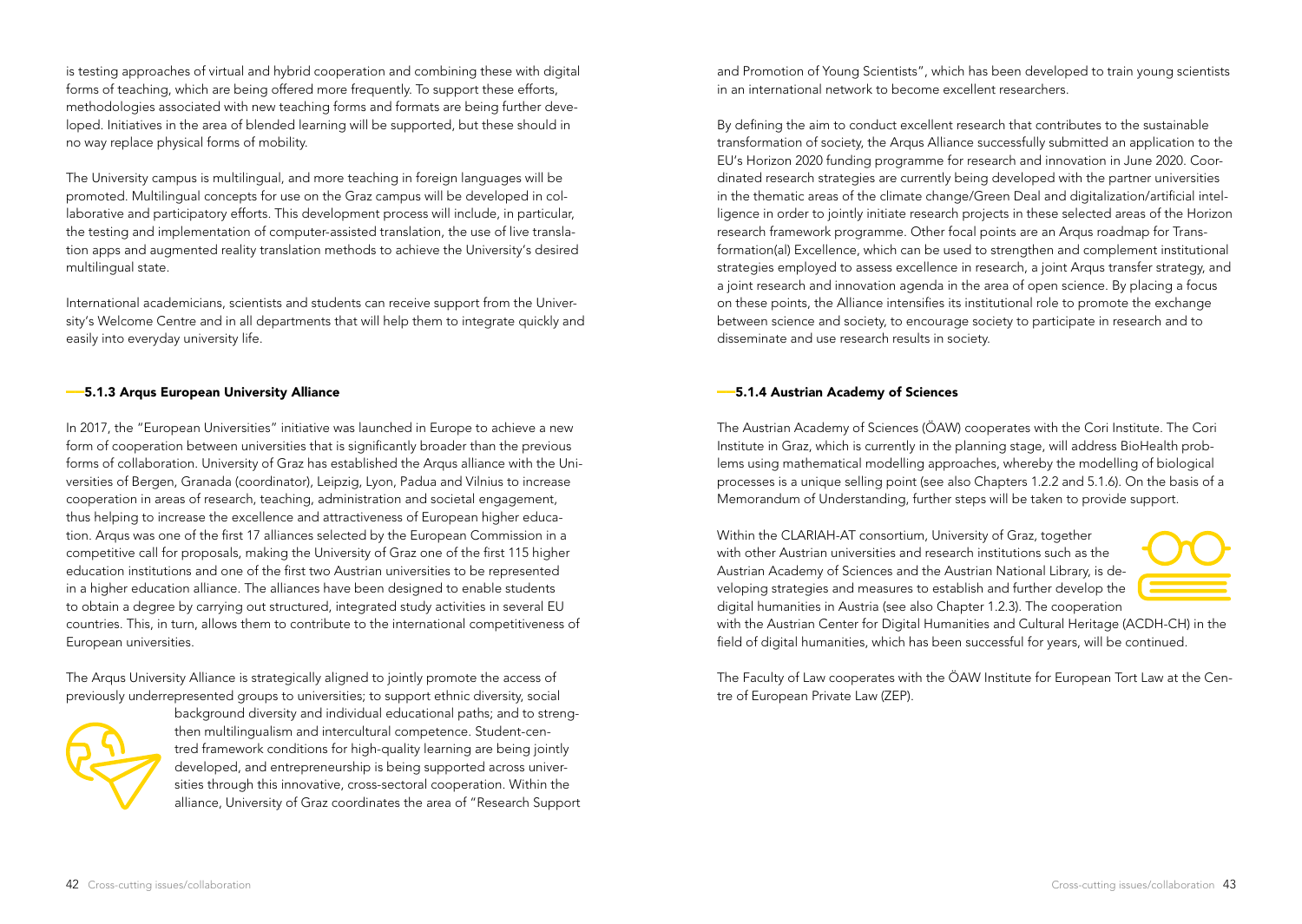is testing approaches of virtual and hybrid cooperation and combining these with digital forms of teaching, which are being offered more frequently. To support these efforts, methodologies associated with new teaching forms and formats are being further developed. Initiatives in the area of blended learning will be supported, but these should in no way replace physical forms of mobility.

The University campus is multilingual, and more teaching in foreign languages will be promoted. Multilingual concepts for use on the Graz campus will be developed in collaborative and participatory efforts. This development process will include, in particular, the testing and implementation of computer-assisted translation, the use of live translation apps and augmented reality translation methods to achieve the University's desired multilingual state.

International academicians, scientists and students can receive support from the University's Welcome Centre and in all departments that will help them to integrate quickly and easily into everyday university life.

### 5.1.3 Arqus European University Alliance

In 2017, the "European Universities" initiative was launched in Europe to achieve a new form of cooperation between universities that is significantly broader than the previous forms of collaboration. University of Graz has established the Arqus alliance with the Universities of Bergen, Granada (coordinator), Leipzig, Lyon, Padua and Vilnius to increase cooperation in areas of research, teaching, administration and societal engagement, thus helping to increase the excellence and attractiveness of European higher education. Arqus was one of the first 17 alliances selected by the European Commission in a competitive call for proposals, making the University of Graz one of the first 115 higher education institutions and one of the first two Austrian universities to be represented in a higher education alliance. The alliances have been designed to enable students to obtain a degree by carrying out structured, integrated study activities in several EU countries. This, in turn, allows them to contribute to the international competitiveness of European universities.

The Arqus University Alliance is strategically aligned to jointly promote the access of previously underrepresented groups to universities; to support ethnic diversity, social background diversity and individual educational paths; and to strengthen multilingualism and intercultural competence. Student-centred framework conditions for high-quality learning are being jointly developed, and entrepreneurship is being supported across universities through this innovative, cross-sectoral cooperation. Within the alliance, University of Graz coordinates the area of "Research Support and Promotion of Young Scientists", which has been developed to train young scientists in an international network to become excellent researchers.

By defining the aim to conduct excellent research that contributes to the sustainable transformation of society, the Arqus Alliance successfully submitted an application to the EU's Horizon 2020 funding programme for research and innovation in June 2020. Coordinated research strategies are currently being developed with the partner universities in the thematic areas of the climate change/Green Deal and digitalization/artificial intelligence in order to jointly initiate research projects in these selected areas of the Horizon research framework programme. Other focal points are an Arqus roadmap for Transformation(al) Excellence, which can be used to strengthen and complement institutional strategies employed to assess excellence in research, a joint Arqus transfer strategy, and a joint research and innovation agenda in the area of open science. By placing a focus on these points, the Alliance intensifies its institutional role to promote the exchange between science and society, to encourage society to participate in research and to disseminate and use research results in society.

### 5.1.4 Austrian Academy of Sciences

The Austrian Academy of Sciences (ÖAW) cooperates with the Cori Institute. The Cori Institute in Graz, which is currently in the planning stage, will address BioHealth problems using mathematical modelling approaches, whereby the modelling of biological processes is a unique selling point (see also Chapters 1.2.2 and 5.1.6). On the basis of a Memorandum of Understanding, further steps will be taken to provide support.

Within the CLARIAH-AT consortium, University of Graz, together with other Austrian universities and research institutions such as the Austrian Academy of Sciences and the Austrian National Library, is developing strategies and measures to establish and further develop the digital humanities in Austria (see also Chapter 1.2.3). The cooperation with the Austrian Center for Digital Humanities and Cultural Heritage (ACDH-CH) in the field of digital humanities, which has been successful for years, will be continued.

The Faculty of Law cooperates with the ÖAW Institute for European Tort Law at the Centre of European Private Law (ZEP).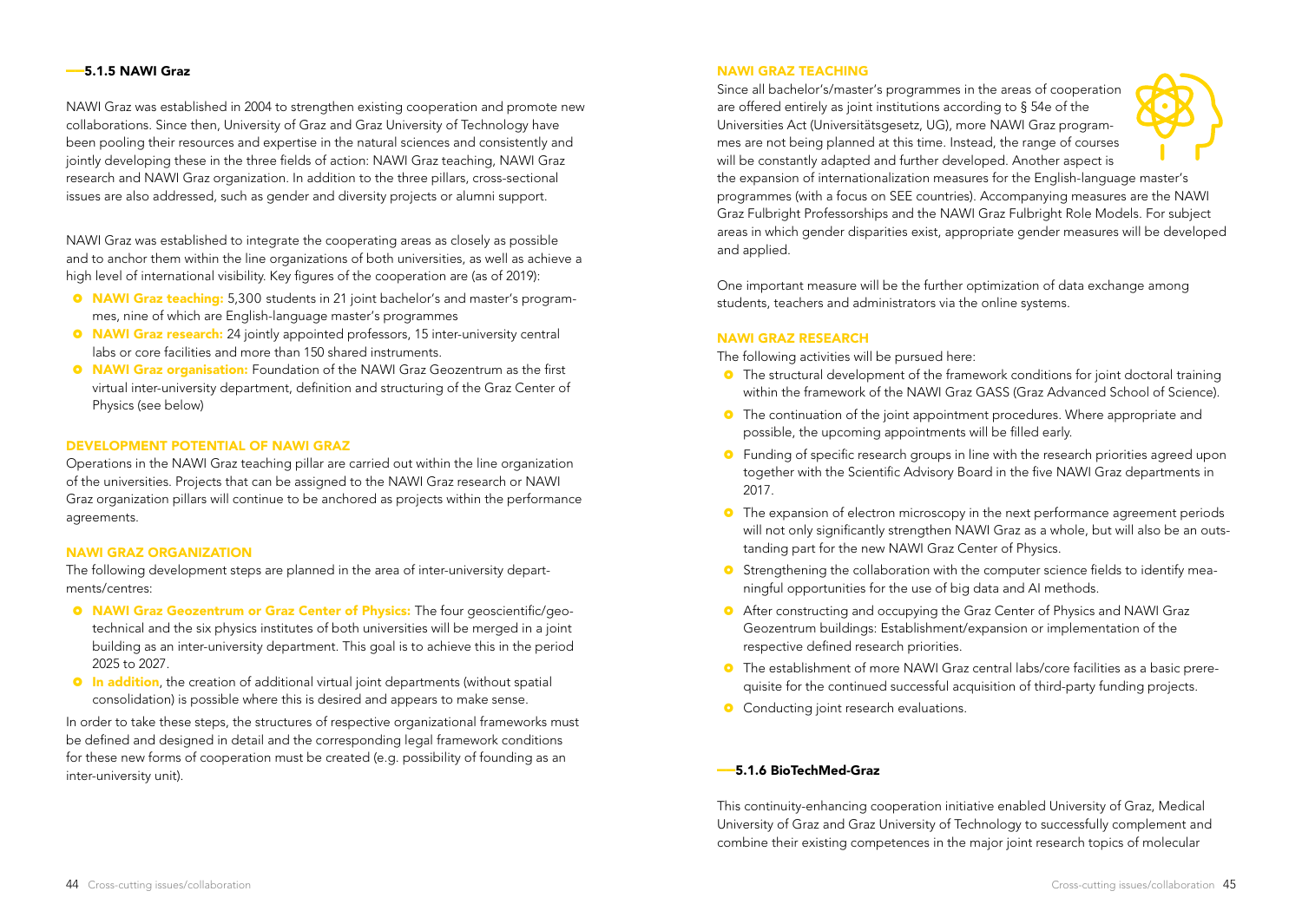### 5.1.5 NAWI Graz

NAWI Graz was established in 2004 to strengthen existing cooperation and promote new collaborations. Since then, University of Graz and Graz University of Technology have been pooling their resources and expertise in the natural sciences and consistently and jointly developing these in the three fields of action: NAWI Graz teaching, NAWI Graz research and NAWI Graz organization. In addition to the three pillars, cross-sectional issues are also addressed, such as gender and diversity projects or alumni support.

NAWI Graz was established to integrate the cooperating areas as closely as possible and to anchor them within the line organizations of both universities, as well as achieve a high level of international visibility. Key figures of the cooperation are (as of 2019):

- **NAWI Graz teaching:** 5,300 students in 21 joint bachelor's and master's programmes, nine of which are English-language master's programmes
- **NAWI Graz research:** 24 jointly appointed professors, 15 inter-university central labs or core facilities and more than 150 shared instruments.
- **NAWI Graz organisation:** Foundation of the NAWI Graz Geozentrum as the first virtual inter-university department, definition and structuring of the Graz Center of Physics (see below)

#### DEVELOPMENT POTENTIAL OF NAWI GRAZ

Operations in the NAWI Graz teaching pillar are carried out within the line organization of the universities. Projects that can be assigned to the NAWI Graz research or NAWI Graz organization pillars will continue to be anchored as projects within the performance agreements.

#### NAWI GRAZ ORGANIZATION

The following development steps are planned in the area of inter-university departments/centres:

- **NAWI Graz Geozentrum or Graz Center of Physics:** The four geoscientific/geotechnical and the six physics institutes of both universities will be merged in a joint building as an inter-university department. This goal is to achieve this in the period 2025 to 2027.
- **In addition**, the creation of additional virtual joint departments (without spatial consolidation) is possible where this is desired and appears to make sense.

In order to take these steps, the structures of respective organizational frameworks must be defined and designed in detail and the corresponding legal framework conditions for these new forms of cooperation must be created (e.g. possibility of founding as an inter-university unit).

#### NAWI GRAZ TEACHING

Since all bachelor's/master's programmes in the areas of cooperation are offered entirely as joint institutions according to § 54e of the Universities Act (Universitätsgesetz, UG), more NAWI Graz programmes are not being planned at this time. Instead, the range of courses will be constantly adapted and further developed. Another aspect is the expansion of internationalization measures for the English-language master's programmes (with a focus on SEE countries). Accompanying measures are the NAWI Graz Fulbright Professorships and the NAWI Graz Fulbright Role Models. For subject areas in which gender disparities exist, appropriate gender measures will be developed and applied.

One important measure will be the further optimization of data exchange among students, teachers and administrators via the online systems.

#### NAWI GRAZ RESEARCH

The following activities will be pursued here:

- The structural development of the framework conditions for joint doctoral training within the framework of the NAWI Graz GASS (Graz Advanced School of Science).
- The continuation of the joint appointment procedures. Where appropriate and possible, the upcoming appointments will be filled early.
- Funding of specific research groups in line with the research priorities agreed upon together with the Scientific Advisory Board in the five NAWI Graz departments in 2017.
- The expansion of electron microscopy in the next performance agreement periods will not only significantly strengthen NAWI Graz as a whole, but will also be an outstanding part for the new NAWI Graz Center of Physics.
- Strengthening the collaboration with the computer science fields to identify meaningful opportunities for the use of big data and AI methods.
- After constructing and occupying the Graz Center of Physics and NAWI Graz Geozentrum buildings: Establishment/expansion or implementation of the respective defined research priorities.
- The establishment of more NAWI Graz central labs/core facilities as a basic prerequisite for the continued successful acquisition of third-party funding projects.
- Conducting joint research evaluations.

### 5.1.6 BioTechMed-Graz

This continuity-enhancing cooperation initiative enabled University of Graz, Medical University of Graz and Graz University of Technology to successfully complement and combine their existing competences in the major joint research topics of molecular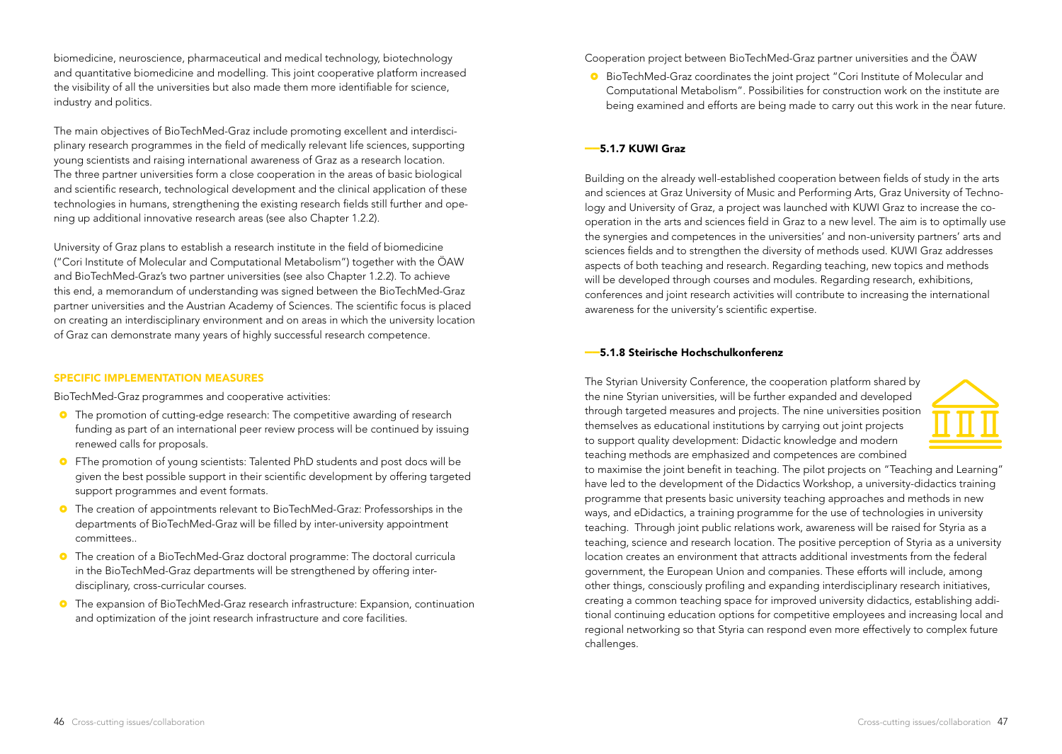biomedicine, neuroscience, pharmaceutical and medical technology, biotechnology and quantitative biomedicine and modelling. This joint cooperative platform increased the visibility of all the universities but also made them more identifiable for science, industry and politics.

The main objectives of BioTechMed-Graz include promoting excellent and interdisciplinary research programmes in the field of medically relevant life sciences, supporting young scientists and raising international awareness of Graz as a research location. The three partner universities form a close cooperation in the areas of basic biological and scientific research, technological development and the clinical application of these technologies in humans, strengthening the existing research fields still further and opening up additional innovative research areas (see also Chapter 1.2.2).

University of Graz plans to establish a research institute in the field of biomedicine ("Cori Institute of Molecular and Computational Metabolism") together with the ÖAW and BioTechMed-Graz's two partner universities (see also Chapter 1.2.2). To achieve this end, a memorandum of understanding was signed between the BioTechMed-Graz partner universities and the Austrian Academy of Sciences. The scientific focus is placed on creating an interdisciplinary environment and on areas in which the university location of Graz can demonstrate many years of highly successful research competence.

#### SPECIFIC IMPLEMENTATION MEASURES

BioTechMed-Graz programmes and cooperative activities:

- The promotion of cutting-edge research: The competitive awarding of research funding as part of an international peer review process will be continued by issuing renewed calls for proposals.
- FThe promotion of young scientists: Talented PhD students and post docs will be given the best possible support in their scientific development by offering targeted support programmes and event formats.
- The creation of appointments relevant to BioTechMed-Graz: Professorships in the departments of BioTechMed-Graz will be filled by inter-university appointment committees..
- The creation of a BioTechMed-Graz doctoral programme: The doctoral curricula in the BioTechMed-Graz departments will be strengthened by offering interdisciplinary, cross-curricular courses.
- The expansion of BioTechMed-Graz research infrastructure: Expansion, continuation and optimization of the joint research infrastructure and core facilities.

Cooperation project between BioTechMed-Graz partner universities and the ÖAW

- BioTechMed-Graz coordinates the joint project "Cori Institute of Molecular and Computational Metabolism". Possibilities for construction work on the institute are being examined and efforts are being made to carry out this work in the near future.

### 5.1.7 KUWI Graz

Building on the already well-established cooperation between fields of study in the arts and sciences at Graz University of Music and Performing Arts, Graz University of Technology and University of Graz, a project was launched with KUWI Graz to increase the cooperation in the arts and sciences field in Graz to a new level. The aim is to optimally use the synergies and competences in the universities' and non-university partners' arts and sciences fields and to strengthen the diversity of methods used. KUWI Graz addresses aspects of both teaching and research. Regarding teaching, new topics and methods will be developed through courses and modules. Regarding research, exhibitions, conferences and joint research activities will contribute to increasing the international awareness for the university's scientific expertise.

### 5.1.8 Steirische Hochschulkonferenz

The Styrian University Conference, the cooperation platform shared by the nine Styrian universities, will be further expanded and developed through targeted measures and projects. The nine universities position themselves as educational institutions by carrying out joint projects to support quality development: Didactic knowledge and modern teaching methods are emphasized and competences are combined to maximise the joint benefit in teaching. The pilot projects on "Teaching and Learning" have led to the development of the Didactics Workshop, a university-didactics training programme that presents basic university teaching approaches and methods in new ways, and eDidactics, a training programme for the use of technologies in university teaching. Through joint public relations work, awareness will be raised for Styria as a teaching, science and research location. The positive perception of Styria as a university location creates an environment that attracts additional investments from the federal government, the European Union and companies. These efforts will include, among other things, consciously profiling and expanding interdisciplinary research initiatives, creating a common teaching space for improved university didactics, establishing additional continuing education options for competitive employees and increasing local and regional networking so that Styria can respond even more effectively to complex future challenges.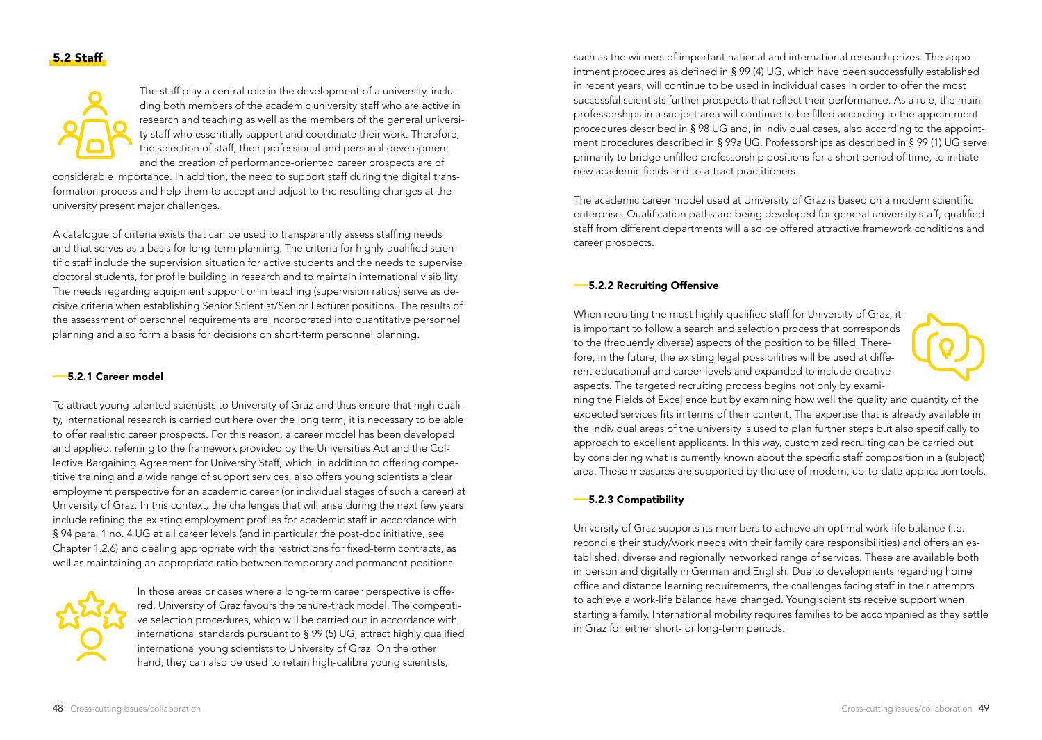## 5.2 Staff

The staff play a central role in the development of a university, including both members of the academic university staff who are active in research and teaching as well as the members of the general university staff who essentially support and coordinate their work. Therefore, the selection of staff, their professional and personal development and the creation of performance-oriented career prospects are of considerable importance. In addition, the need to support staff during the digital transformation process and help them to accept and adjust to the resulting changes at the university present major challenges.

A catalogue of criteria exists that can be used to transparently assess staffing needs and that serves as a basis for long-term planning. The criteria for highly qualified scientific staff include the supervision situation for active students and the needs to supervise doctoral students, for profile building in research and to maintain international visibility. The needs regarding equipment support or in teaching (supervision ratios) serve as decisive criteria when establishing Senior Scientist/Senior Lecturer positions. The results of the assessment of personnel requirements are incorporated into quantitative personnel planning and also form a basis for decisions on short-term personnel planning.

### 5.2.1 Career model

To attract young talented scientists to University of Graz and thus ensure that high quality, international research is carried out here over the long term, it is necessary to be able to offer realistic career prospects. For this reason, a career model has been developed and applied, referring to the framework provided by the Universities Act and the Collective Bargaining Agreement for University Staff, which, in addition to offering competitive training and a wide range of support services, also offers young scientists a clear employment perspective for an academic career (or individual stages of such a career) at University of Graz. In this context, the challenges that will arise during the next few years include refining the existing employment profiles for academic staff in accordance with § 94 para. 1 no. 4 UG at all career levels (and in particular the post-doc initiative, see Chapter 1.2.6) and dealing appropriate with the restrictions for fixed-term contracts, as well as maintaining an appropriate ratio between temporary and permanent positions.

In those areas or cases where a long-term career perspective is offered, University of Graz favours the tenure-track model. The competitive selection procedures, which will be carried out in accordance with international standards pursuant to § 99 (5) UG, attract highly qualified international young scientists to University of Graz. On the other hand, they can also be used to retain high-calibre young scientists, such as the winners of important national and international research prizes. The appointment procedures as defined in § 99 (4) UG, which have been successfully established in recent years, will continue to be used in individual cases in order to offer the most successful scientists further prospects that reflect their performance. As a rule, the main professorships in a subject area will continue to be filled according to the appointment procedures described in § 98 UG and, in individual cases, also according to the appointment procedures described in § 99a UG. Professorships as described in § 99 (1) UG serve primarily to bridge unfilled professorship positions for a short period of time, to initiate new academic fields and to attract practitioners.

The academic career model used at University of Graz is based on a modern scientific enterprise. Qualification paths are being developed for general university staff; qualified staff from different departments will also be offered attractive framework conditions and career prospects.

### 5.2.2 Recruiting Offensive

When recruiting the most highly qualified staff for University of Graz, it is important to follow a search and selection process that corresponds to the (frequently diverse) aspects of the position to be filled. Therefore, in the future, the existing legal possibilities will be used at different educational and career levels and expanded to include creative aspects. The targeted recruiting process begins not only by examining the Fields of Excellence but by examining how well the quality and quantity of the expected services fits in terms of their content. The expertise that is already available in the individual areas of the university is used to plan further steps but also specifically to approach to excellent applicants. In this way, customized recruiting can be carried out by considering what is currently known about the specific staff composition in a (subject) area. These measures are supported by the use of modern, up-to-date application tools.

### 5.2.3 Compatibility

University of Graz supports its members to achieve an optimal work-life balance (i.e. reconcile their study/work needs with their family care responsibilities) and offers an established, diverse and regionally networked range of services. These are available both in person and digitally in German and English. Due to developments regarding home office and distance learning requirements, the challenges facing staff in their attempts to achieve a work-life balance have changed. Young scientists receive support when starting a family. International mobility requires families to be accompanied as they settle in Graz for either short- or long-term periods.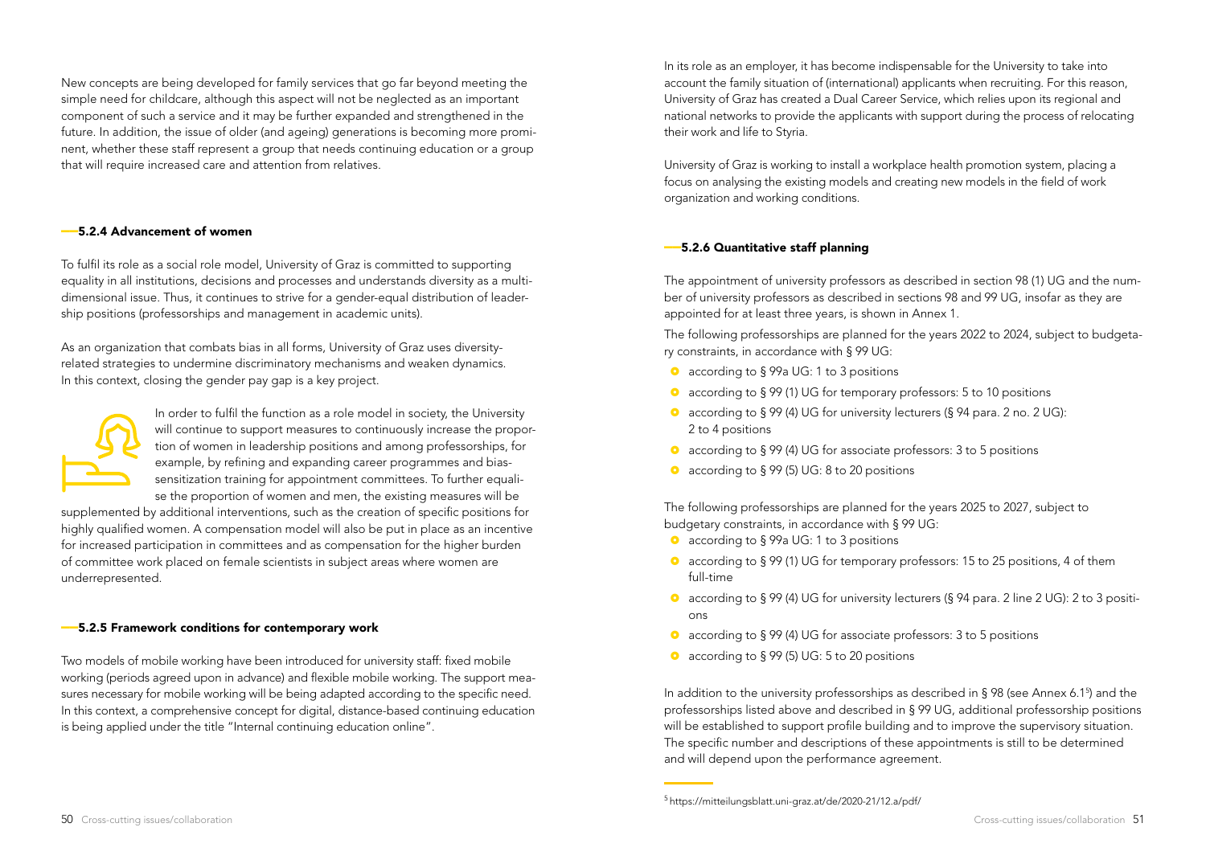New concepts are being developed for family services that go far beyond meeting the simple need for childcare, although this aspect will not be neglected as an important component of such a service and it may be further expanded and strengthened in the future. In addition, the issue of older (and ageing) generations is becoming more prominent, whether these staff represent a group that needs continuing education or a group that will require increased care and attention from relatives.

### 5.2.4 Advancement of women

To fulfil its role as a social role model, University of Graz is committed to supporting equality in all institutions, decisions and processes and understands diversity as a multi-dimensional issue. Thus, it continues to strive for a gender-equal distribution of leadership positions (professorships and management in academic units).

As an organization that combats bias in all forms, University of Graz uses diversity-related strategies to undermine discriminatory mechanisms and weaken dynamics. In this context, closing the gender pay gap is a key project.

In order to fulfil the function as a role model in society, the University will continue to support measures to continuously increase the proportion of women in leadership positions and among professorships, for example, by refining and expanding career programmes and bias-sensitization training for appointment committees. To further equalise the proportion of women and men, the existing measures will be supplemented by additional interventions, such as the creation of specific positions for highly qualified women. A compensation model will also be put in place as an incentive for increased participation in committees and as compensation for the higher burden of committee work placed on female scientists in subject areas where women are underrepresented.

### 5.2.5 Framework conditions for contemporary work

Two models of mobile working have been introduced for university staff: fixed mobile working (periods agreed upon in advance) and flexible mobile working. The support measures necessary for mobile working will be being adapted according to the specific need. In this context, a comprehensive concept for digital, distance-based continuing education is being applied under the title "Internal continuing education online".

In its role as an employer, it has become indispensable for the University to take into account the family situation of (international) applicants when recruiting. For this reason, University of Graz has created a Dual Career Service, which relies upon its regional and national networks to provide the applicants with support during the process of relocating their work and life to Styria.

University of Graz is working to install a workplace health promotion system, placing a focus on analysing the existing models and creating new models in the field of work organization and working conditions.

### 5.2.6 Quantitative staff planning

The appointment of university professors as described in section 98 (1) UG and the number of university professors as described in sections 98 and 99 UG, insofar as they are appointed for at least three years, is shown in Annex 1.

The following professorships are planned for the years 2022 to 2024, subject to budgetary constraints, in accordance with § 99 UG:

- according to § 99a UG: 1 to 3 positions
- according to § 99 (1) UG for temporary professors: 5 to 10 positions
- according to § 99 (4) UG for university lecturers (§ 94 para. 2 no. 2 UG): 2 to 4 positions
- according to § 99 (4) UG for associate professors: 3 to 5 positions
- according to § 99 (5) UG: 8 to 20 positions

The following professorships are planned for the years 2025 to 2027, subject to budgetary constraints, in accordance with § 99 UG:

- according to § 99a UG: 1 to 3 positions
- according to § 99 (1) UG for temporary professors: 15 to 25 positions, 4 of them full-time
- according to § 99 (4) UG for university lecturers (§ 94 para. 2 line 2 UG): 2 to 3 positions
- according to § 99 (4) UG for associate professors: 3 to 5 positions
- according to § 99 (5) UG: 5 to 20 positions

In addition to the university professorships as described in § 98 (see Annex 6.1[5]) and the professorships listed above and described in § 99 UG, additional professorship positions will be established to support profile building and to improve the supervisory situation. The specific number and descriptions of these appointments is still to be determined and will depend upon the performance agreement.

[5] https://mitteilungsblatt.uni-graz.at/de/2020-21/12.a/pdf/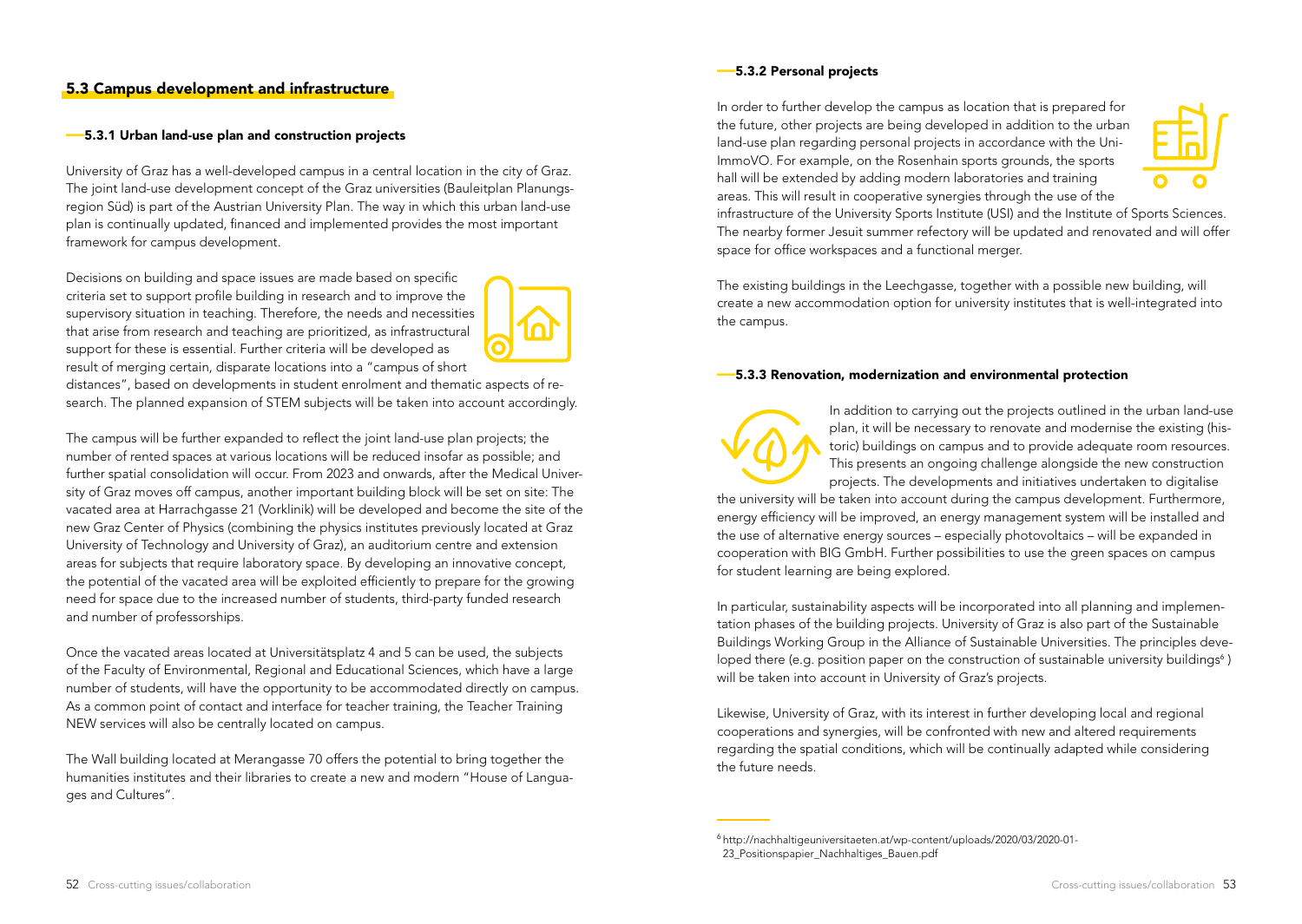## 5.3 Campus development and infrastructure

### 5.3.1 Urban land-use plan and construction projects

University of Graz has a well-developed campus in a central location in the city of Graz. The joint land-use development concept of the Graz universities (Bauleitplan Planungsregion Süd) is part of the Austrian University Plan. The way in which this urban land-use plan is continually updated, financed and implemented provides the most important framework for campus development.

Decisions on building and space issues are made based on specific criteria set to support profile building in research and to improve the supervisory situation in teaching. Therefore, the needs and necessities that arise from research and teaching are prioritized, as infrastructural support for these is essential. Further criteria will be developed as result of merging certain, disparate locations into a "campus of short distances", based on developments in student enrolment and thematic aspects of research. The planned expansion of STEM subjects will be taken into account accordingly.

The campus will be further expanded to reflect the joint land-use plan projects; the number of rented spaces at various locations will be reduced insofar as possible; and further spatial consolidation will occur. From 2023 and onwards, after the Medical University of Graz moves off campus, another important building block will be set on site: The vacated area at Harrachgasse 21 (Vorklinik) will be developed and become the site of the new Graz Center of Physics (combining the physics institutes previously located at Graz University of Technology and University of Graz), an auditorium centre and extension areas for subjects that require laboratory space. By developing an innovative concept, the potential of the vacated area will be exploited efficiently to prepare for the growing need for space due to the increased number of students, third-party funded research and number of professorships.

Once the vacated areas located at Universitätsplatz 4 and 5 can be used, the subjects of the Faculty of Environmental, Regional and Educational Sciences, which have a large number of students, will have the opportunity to be accommodated directly on campus. As a common point of contact and interface for teacher training, the Teacher Training NEW services will also be centrally located on campus.

The Wall building located at Merangasse 70 offers the potential to bring together the humanities institutes and their libraries to create a new and modern "House of Languages and Cultures".

### 5.3.2 Personal projects

In order to further develop the campus as location that is prepared for the future, other projects are being developed in addition to the urban land-use plan regarding personal projects in accordance with the Uni-ImmoVO. For example, on the Rosenhain sports grounds, the sports hall will be extended by adding modern laboratories and training areas. This will result in cooperative synergies through the use of the infrastructure of the University Sports Institute (USI) and the Institute of Sports Sciences. The nearby former Jesuit summer refectory will be updated and renovated and will offer space for office workspaces and a functional merger.

The existing buildings in the Leechgasse, together with a possible new building, will create a new accommodation option for university institutes that is well-integrated into the campus.

### 5.3.3 Renovation, modernization and environmental protection

In addition to carrying out the projects outlined in the urban land-use plan, it will be necessary to renovate and modernise the existing (historic) buildings on campus and to provide adequate room resources. This presents an ongoing challenge alongside the new construction projects. The developments and initiatives undertaken to digitalise the university will be taken into account during the campus development. Furthermore, energy efficiency will be improved, an energy management system will be installed and the use of alternative energy sources – especially photovoltaics – will be expanded in cooperation with BIG GmbH. Further possibilities to use the green spaces on campus for student learning are being explored.

In particular, sustainability aspects will be incorporated into all planning and implementation phases of the building projects. University of Graz is also part of the Sustainable Buildings Working Group in the Alliance of Sustainable Universities. The principles developed there (e.g. position paper on the construction of sustainable university buildings[6] ) will be taken into account in University of Graz's projects.

Likewise, University of Graz, with its interest in further developing local and regional cooperations and synergies, will be confronted with new and altered requirements regarding the spatial conditions, which will be continually adapted while considering the future needs.

---

[6] http://nachhaltigeuniversitaeten.at/wp-content/uploads/2020/03/2020-01-23_Positionspapier_Nachhaltiges_Bauen.pdf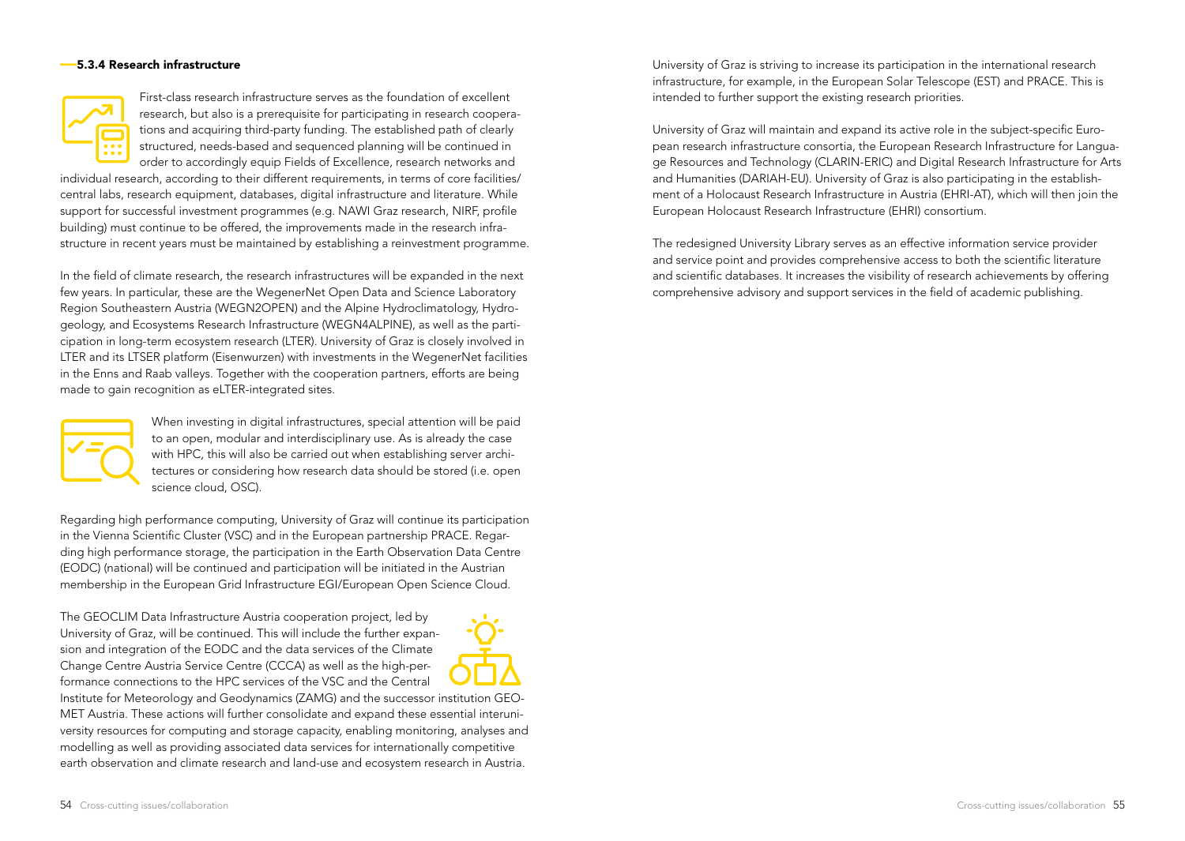### 5.3.4 Research infrastructure

First-class research infrastructure serves as the foundation of excellent research, but also is a prerequisite for participating in research cooperations and acquiring third-party funding. The established path of clearly structured, needs-based and sequenced planning will be continued in order to accordingly equip Fields of Excellence, research networks and individual research, according to their different requirements, in terms of core facilities/central labs, research equipment, databases, digital infrastructure and literature. While support for successful investment programmes (e.g. NAWI Graz research, NIRF, profile building) must continue to be offered, the improvements made in the research infrastructure in recent years must be maintained by establishing a reinvestment programme.

In the field of climate research, the research infrastructures will be expanded in the next few years. In particular, these are the WegenerNet Open Data and Science Laboratory Region Southeastern Austria (WEGN2OPEN) and the Alpine Hydroclimatology, Hydrogeology, and Ecosystems Research Infrastructure (WEGN4ALPINE), as well as the participation in long-term ecosystem research (LTER). University of Graz is closely involved in LTER and its LTSER platform (Eisenwurzen) with investments in the WegenerNet facilities in the Enns and Raab valleys. Together with the cooperation partners, efforts are being made to gain recognition as eLTER-integrated sites.

When investing in digital infrastructures, special attention will be paid to an open, modular and interdisciplinary use. As is already the case with HPC, this will also be carried out when establishing server architectures or considering how research data should be stored (i.e. open science cloud, OSC).

Regarding high performance computing, University of Graz will continue its participation in the Vienna Scientific Cluster (VSC) and in the European partnership PRACE. Regarding high performance storage, the participation in the Earth Observation Data Centre (EODC) (national) will be continued and participation will be initiated in the Austrian membership in the European Grid Infrastructure EGI/European Open Science Cloud.

The GEOCLIM Data Infrastructure Austria cooperation project, led by University of Graz, will be continued. This will include the further expansion and integration of the EODC and the data services of the Climate Change Centre Austria Service Centre (CCCA) as well as the high-performance connections to the HPC services of the VSC and the Central Institute for Meteorology and Geodynamics (ZAMG) and the successor institution GEOMET Austria. These actions will further consolidate and expand these essential interuniversity resources for computing and storage capacity, enabling monitoring, analyses and modelling as well as providing associated data services for internationally competitive earth observation and climate research and land-use and ecosystem research in Austria.

University of Graz is striving to increase its participation in the international research infrastructure, for example, in the European Solar Telescope (EST) and PRACE. This is intended to further support the existing research priorities.

University of Graz will maintain and expand its active role in the subject-specific European research infrastructure consortia, the European Research Infrastructure for Language Resources and Technology (CLARIN-ERIC) and Digital Research Infrastructure for Arts and Humanities (DARIAH-EU). University of Graz is also participating in the establishment of a Holocaust Research Infrastructure in Austria (EHRI-AT), which will then join the European Holocaust Research Infrastructure (EHRI) consortium.

The redesigned University Library serves as an effective information service provider and service point and provides comprehensive access to both the scientific literature and scientific databases. It increases the visibility of research achievements by offering comprehensive advisory and support services in the field of academic publishing.